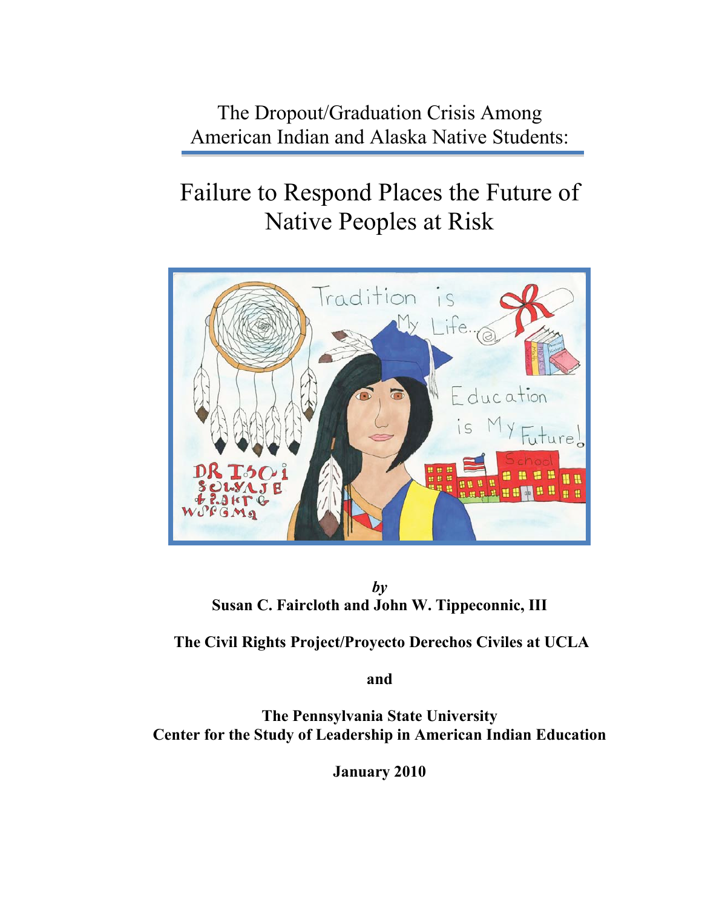# The Dropout/Graduation Crisis Among American Indian and Alaska Native Students:

## Failure to Respond Places the Future of Native Peoples at Risk

***by***

**Susan C. Faircloth and John W. Tippeconnic, III**

**The Civil Rights Project/Proyecto Derechos Civiles at UCLA**

**and**

**The Pennsylvania State University**
**Center for the Study of Leadership in American Indian Education**

**January 2010**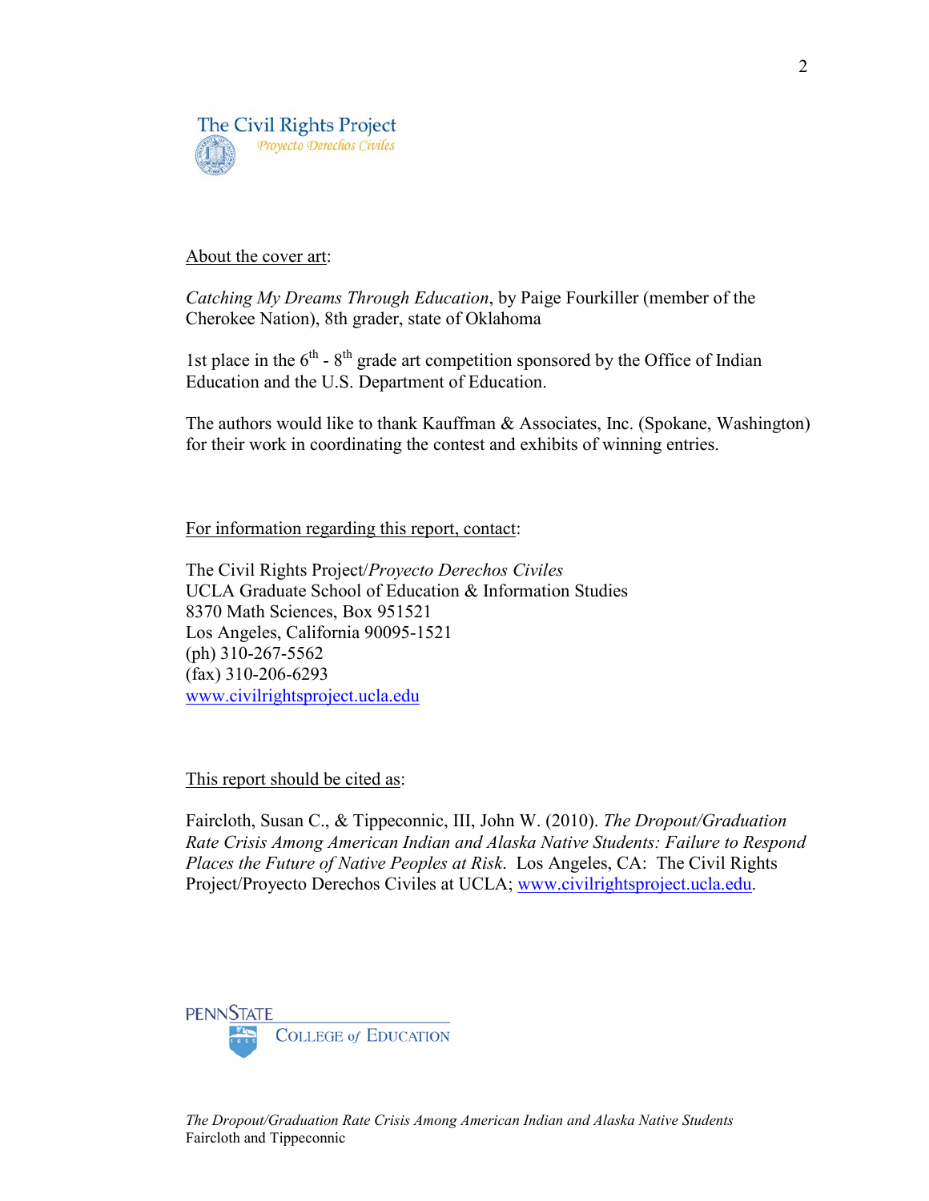The Civil Rights Project
*Proyecto Derechos Civiles*

About the cover art:

*Catching My Dreams Through Education*, by Paige Fourkiller (member of the Cherokee Nation), 8th grader, state of Oklahoma

1st place in the 6th - 8th grade art competition sponsored by the Office of Indian Education and the U.S. Department of Education.

The authors would like to thank Kauffman & Associates, Inc. (Spokane, Washington) for their work in coordinating the contest and exhibits of winning entries.

For information regarding this report, contact:

The Civil Rights Project/*Proyecto Derechos Civiles*
UCLA Graduate School of Education & Information Studies
8370 Math Sciences, Box 951521
Los Angeles, California 90095-1521
(ph) 310-267-5562
(fax) 310-206-6293
www.civilrightsproject.ucla.edu

This report should be cited as:

Faircloth, Susan C., & Tippeconnic, III, John W. (2010). *The Dropout/Graduation Rate Crisis Among American Indian and Alaska Native Students: Failure to Respond Places the Future of Native Peoples at Risk*. Los Angeles, CA: The Civil Rights Project/Proyecto Derechos Civiles at UCLA; www.civilrightsproject.ucla.edu.

PENNSTATE
COLLEGE of EDUCATION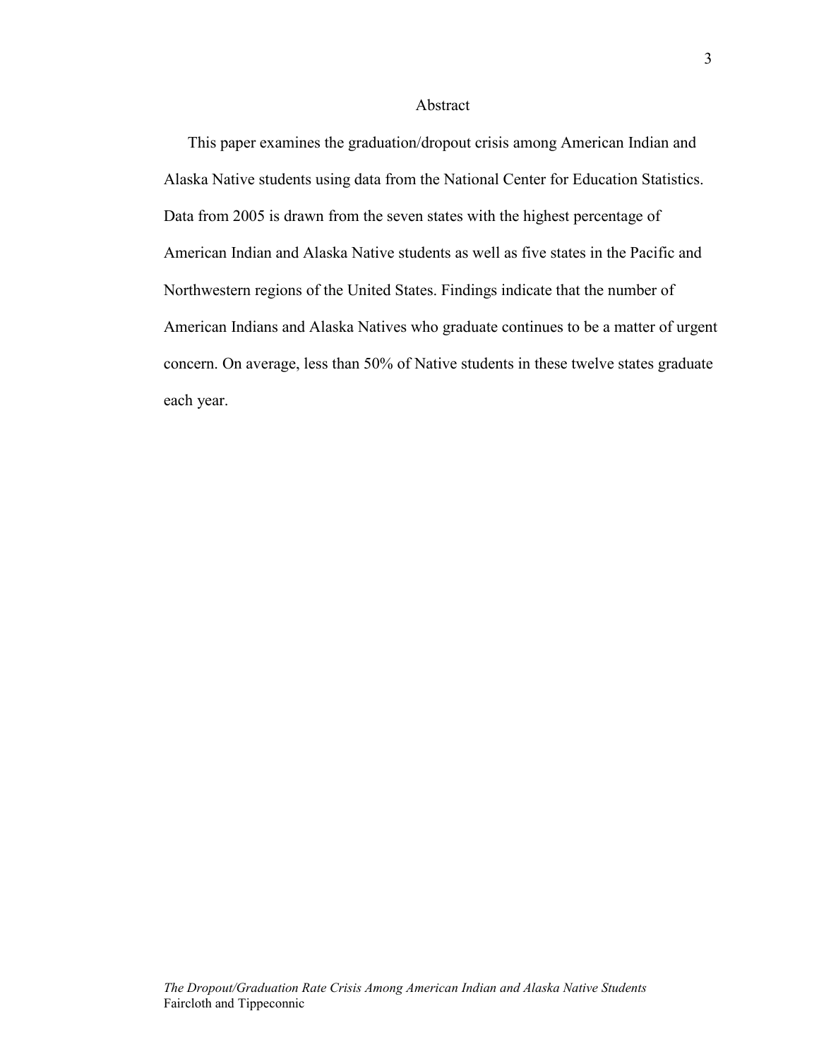# Abstract

This paper examines the graduation/dropout crisis among American Indian and Alaska Native students using data from the National Center for Education Statistics. Data from 2005 is drawn from the seven states with the highest percentage of American Indian and Alaska Native students as well as five states in the Pacific and Northwestern regions of the United States. Findings indicate that the number of American Indians and Alaska Natives who graduate continues to be a matter of urgent concern. On average, less than 50% of Native students in these twelve states graduate each year.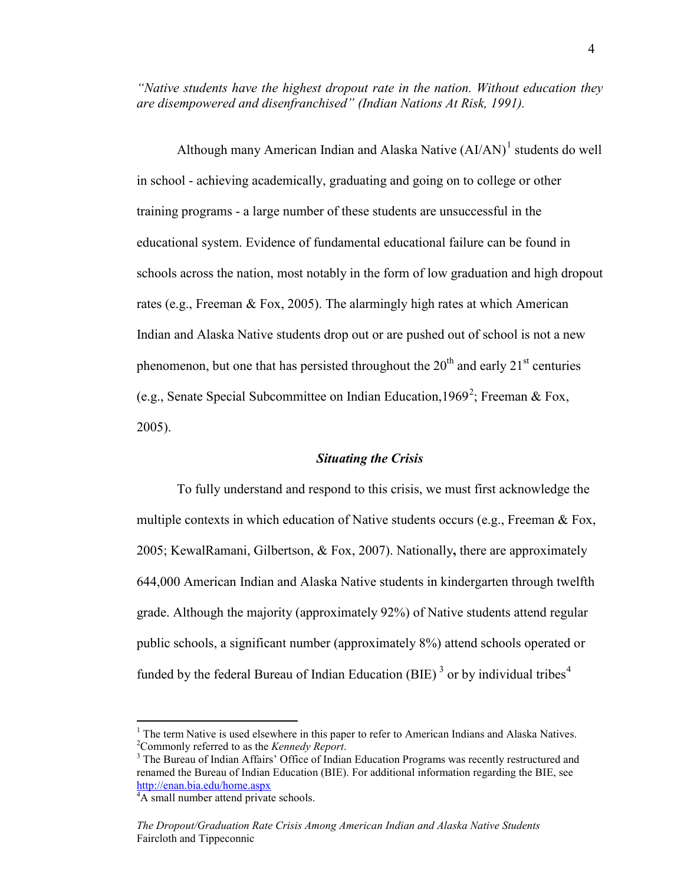*"Native students have the highest dropout rate in the nation. Without education they are disempowered and disenfranchised" (Indian Nations At Risk, 1991).*

Although many American Indian and Alaska Native (AI/AN)[1] students do well in school - achieving academically, graduating and going on to college or other training programs - a large number of these students are unsuccessful in the educational system. Evidence of fundamental educational failure can be found in schools across the nation, most notably in the form of low graduation and high dropout rates (e.g., Freeman & Fox, 2005). The alarmingly high rates at which American Indian and Alaska Native students drop out or are pushed out of school is not a new phenomenon, but one that has persisted throughout the 20th and early 21st centuries (e.g., Senate Special Subcommittee on Indian Education,1969[2]; Freeman & Fox, 2005).

### *Situating the Crisis*

To fully understand and respond to this crisis, we must first acknowledge the multiple contexts in which education of Native students occurs (e.g., Freeman & Fox, 2005; KewalRamani, Gilbertson, & Fox, 2007). Nationally**,** there are approximately 644,000 American Indian and Alaska Native students in kindergarten through twelfth grade. Although the majority (approximately 92%) of Native students attend regular public schools, a significant number (approximately 8%) attend schools operated or funded by the federal Bureau of Indian Education (BIE) [3] or by individual tribes[4]

---

[1] The term Native is used elsewhere in this paper to refer to American Indians and Alaska Natives.
[2] Commonly referred to as the *Kennedy Report*.
[3] The Bureau of Indian Affairs' Office of Indian Education Programs was recently restructured and renamed the Bureau of Indian Education (BIE). For additional information regarding the BIE, see http://enan.bia.edu/home.aspx
[4] A small number attend private schools.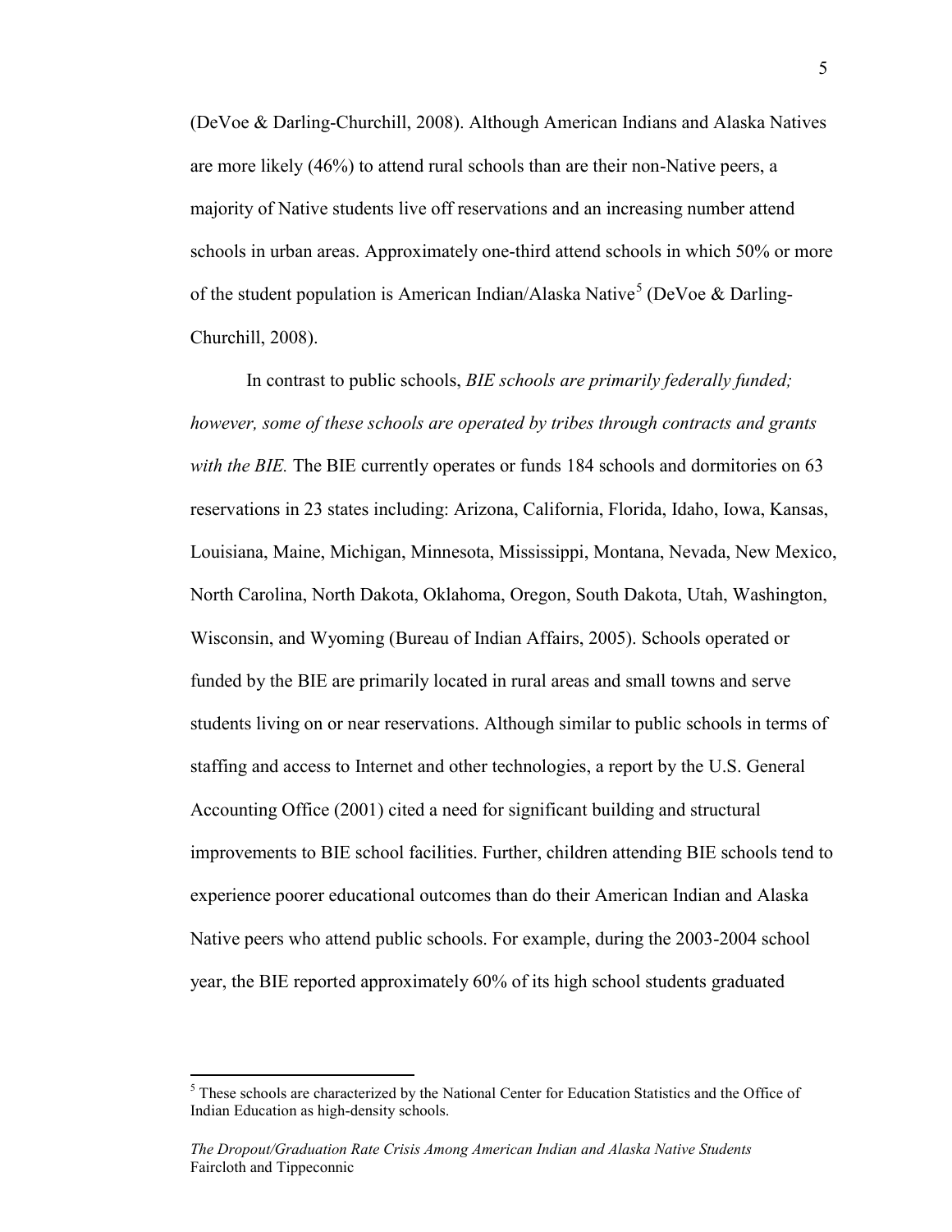(DeVoe & Darling-Churchill, 2008). Although American Indians and Alaska Natives are more likely (46%) to attend rural schools than are their non-Native peers, a majority of Native students live off reservations and an increasing number attend schools in urban areas. Approximately one-third attend schools in which 50% or more of the student population is American Indian/Alaska Native[5] (DeVoe & Darling-Churchill, 2008).

In contrast to public schools, *BIE schools are primarily federally funded; however, some of these schools are operated by tribes through contracts and grants with the BIE.* The BIE currently operates or funds 184 schools and dormitories on 63 reservations in 23 states including: Arizona, California, Florida, Idaho, Iowa, Kansas, Louisiana, Maine, Michigan, Minnesota, Mississippi, Montana, Nevada, New Mexico, North Carolina, North Dakota, Oklahoma, Oregon, South Dakota, Utah, Washington, Wisconsin, and Wyoming (Bureau of Indian Affairs, 2005). Schools operated or funded by the BIE are primarily located in rural areas and small towns and serve students living on or near reservations. Although similar to public schools in terms of staffing and access to Internet and other technologies, a report by the U.S. General Accounting Office (2001) cited a need for significant building and structural improvements to BIE school facilities. Further, children attending BIE schools tend to experience poorer educational outcomes than do their American Indian and Alaska Native peers who attend public schools. For example, during the 2003-2004 school year, the BIE reported approximately 60% of its high school students graduated

[5] These schools are characterized by the National Center for Education Statistics and the Office of Indian Education as high-density schools.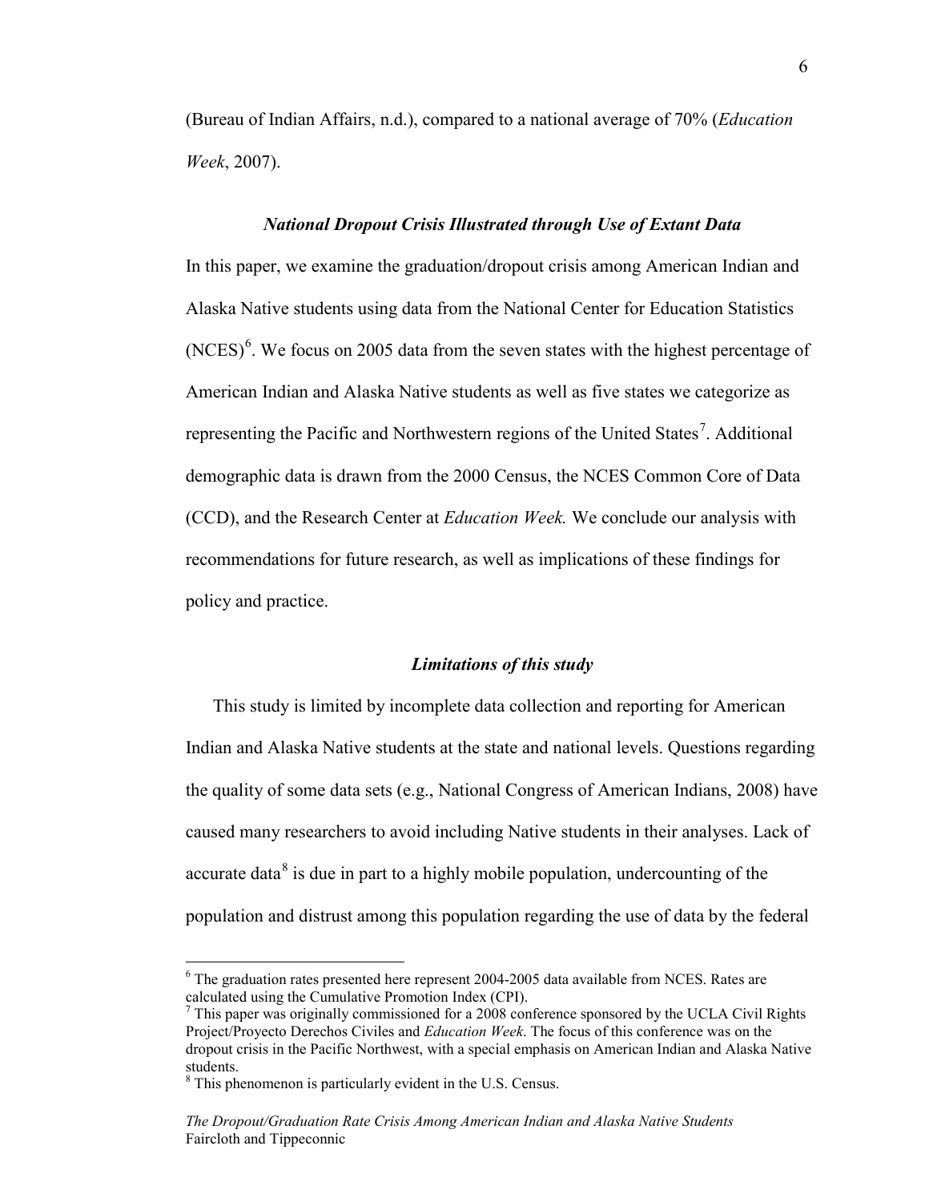(Bureau of Indian Affairs, n.d.), compared to a national average of 70% (*Education Week*, 2007).

### *National Dropout Crisis Illustrated through Use of Extant Data*

In this paper, we examine the graduation/dropout crisis among American Indian and Alaska Native students using data from the National Center for Education Statistics (NCES)[6]. We focus on 2005 data from the seven states with the highest percentage of American Indian and Alaska Native students as well as five states we categorize as representing the Pacific and Northwestern regions of the United States[7]. Additional demographic data is drawn from the 2000 Census, the NCES Common Core of Data (CCD), and the Research Center at *Education Week.* We conclude our analysis with recommendations for future research, as well as implications of these findings for policy and practice.

### *Limitations of this study*

This study is limited by incomplete data collection and reporting for American Indian and Alaska Native students at the state and national levels. Questions regarding the quality of some data sets (e.g., National Congress of American Indians, 2008) have caused many researchers to avoid including Native students in their analyses. Lack of accurate data[8] is due in part to a highly mobile population, undercounting of the population and distrust among this population regarding the use of data by the federal

---

[6] The graduation rates presented here represent 2004-2005 data available from NCES. Rates are calculated using the Cumulative Promotion Index (CPI).

[7] This paper was originally commissioned for a 2008 conference sponsored by the UCLA Civil Rights Project/Proyecto Derechos Civiles and *Education Week*. The focus of this conference was on the dropout crisis in the Pacific Northwest, with a special emphasis on American Indian and Alaska Native students.

[8] This phenomenon is particularly evident in the U.S. Census.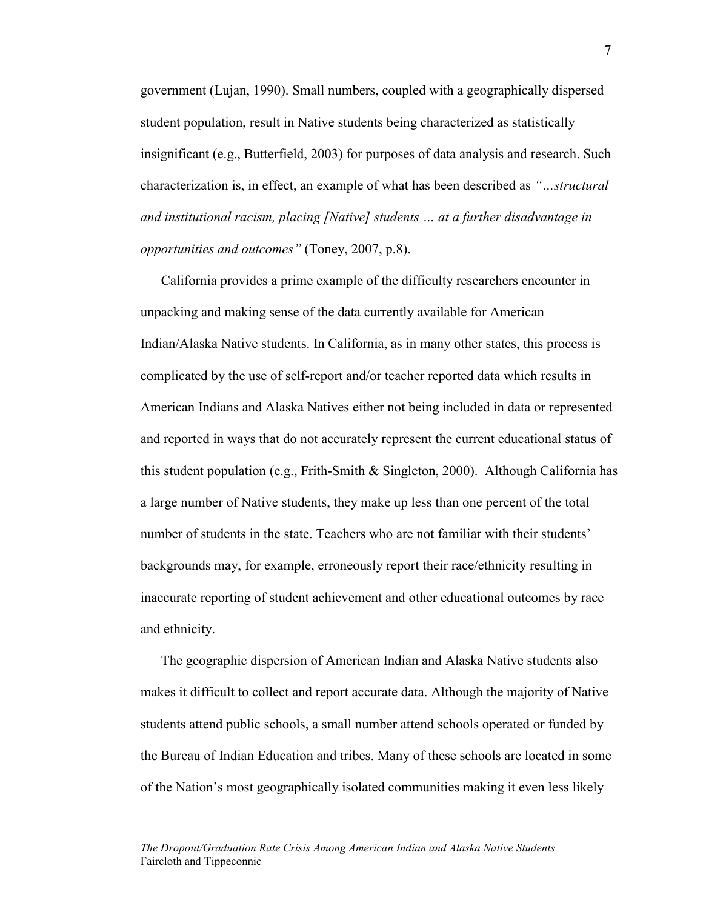government (Lujan, 1990). Small numbers, coupled with a geographically dispersed student population, result in Native students being characterized as statistically insignificant (e.g., Butterfield, 2003) for purposes of data analysis and research. Such characterization is, in effect, an example of what has been described as *"…structural and institutional racism, placing [Native] students … at a further disadvantage in opportunities and outcomes"* (Toney, 2007, p.8).

California provides a prime example of the difficulty researchers encounter in unpacking and making sense of the data currently available for American Indian/Alaska Native students. In California, as in many other states, this process is complicated by the use of self-report and/or teacher reported data which results in American Indians and Alaska Natives either not being included in data or represented and reported in ways that do not accurately represent the current educational status of this student population (e.g., Frith-Smith & Singleton, 2000). Although California has a large number of Native students, they make up less than one percent of the total number of students in the state. Teachers who are not familiar with their students' backgrounds may, for example, erroneously report their race/ethnicity resulting in inaccurate reporting of student achievement and other educational outcomes by race and ethnicity.

The geographic dispersion of American Indian and Alaska Native students also makes it difficult to collect and report accurate data. Although the majority of Native students attend public schools, a small number attend schools operated or funded by the Bureau of Indian Education and tribes. Many of these schools are located in some of the Nation's most geographically isolated communities making it even less likely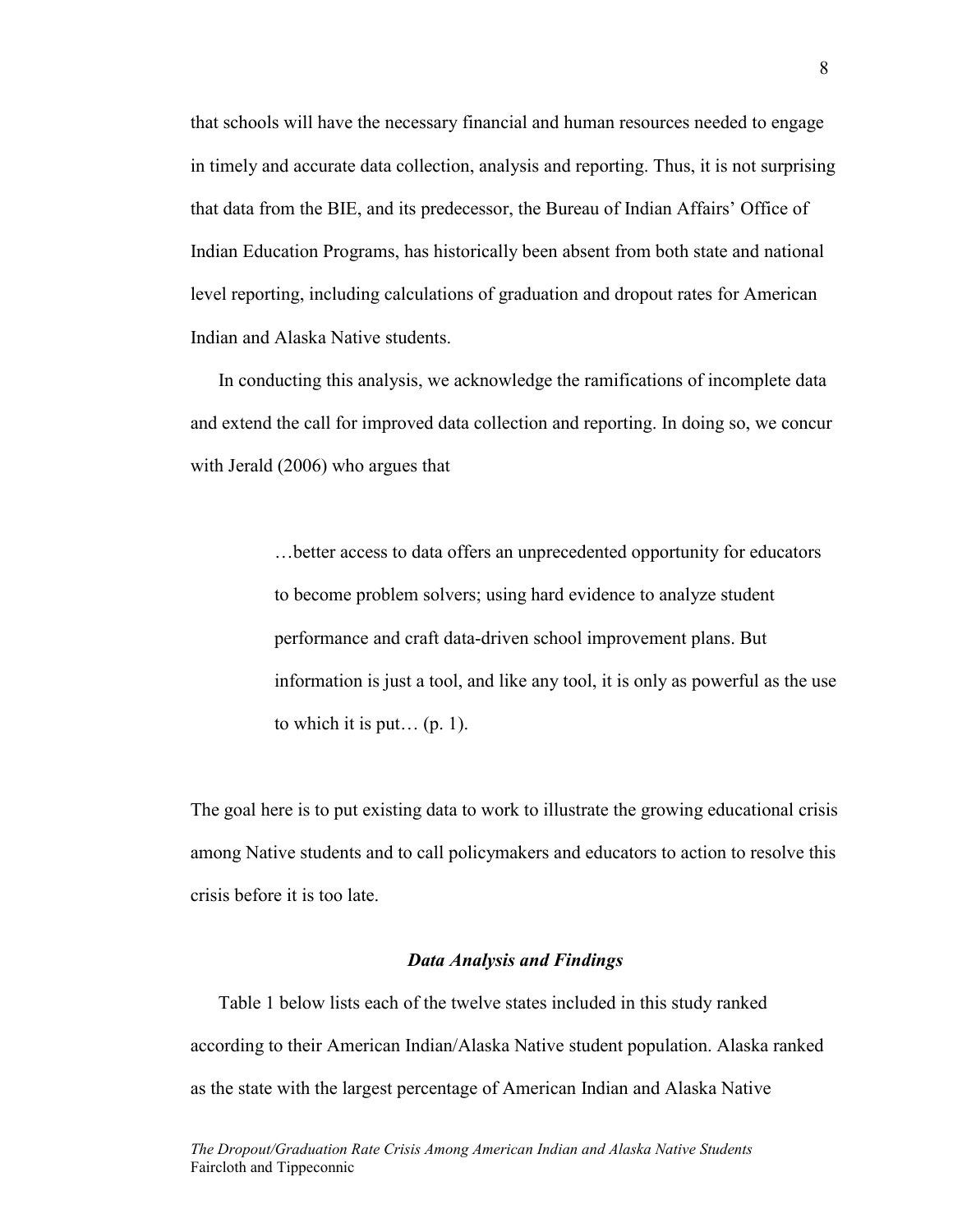that schools will have the necessary financial and human resources needed to engage in timely and accurate data collection, analysis and reporting. Thus, it is not surprising that data from the BIE, and its predecessor, the Bureau of Indian Affairs' Office of Indian Education Programs, has historically been absent from both state and national level reporting, including calculations of graduation and dropout rates for American Indian and Alaska Native students.

In conducting this analysis, we acknowledge the ramifications of incomplete data and extend the call for improved data collection and reporting. In doing so, we concur with Jerald (2006) who argues that

> …better access to data offers an unprecedented opportunity for educators to become problem solvers; using hard evidence to analyze student performance and craft data-driven school improvement plans. But information is just a tool, and like any tool, it is only as powerful as the use to which it is put… (p. 1).

The goal here is to put existing data to work to illustrate the growing educational crisis among Native students and to call policymakers and educators to action to resolve this crisis before it is too late.

## *Data Analysis and Findings*

Table 1 below lists each of the twelve states included in this study ranked according to their American Indian/Alaska Native student population. Alaska ranked as the state with the largest percentage of American Indian and Alaska Native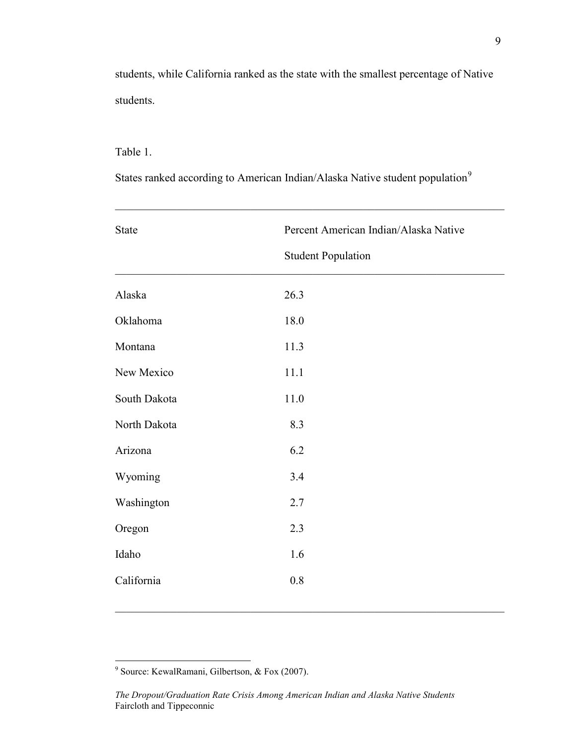students, while California ranked as the state with the smallest percentage of Native students.

Table 1.

States ranked according to American Indian/Alaska Native student population[9]

| State | Percent American Indian/Alaska Native Student Population |
|---|---|
| Alaska | 26.3 |
| Oklahoma | 18.0 |
| Montana | 11.3 |
| New Mexico | 11.1 |
| South Dakota | 11.0 |
| North Dakota | 8.3 |
| Arizona | 6.2 |
| Wyoming | 3.4 |
| Washington | 2.7 |
| Oregon | 2.3 |
| Idaho | 1.6 |
| California | 0.8 |

[9] Source: KewalRamani, Gilbertson, & Fox (2007).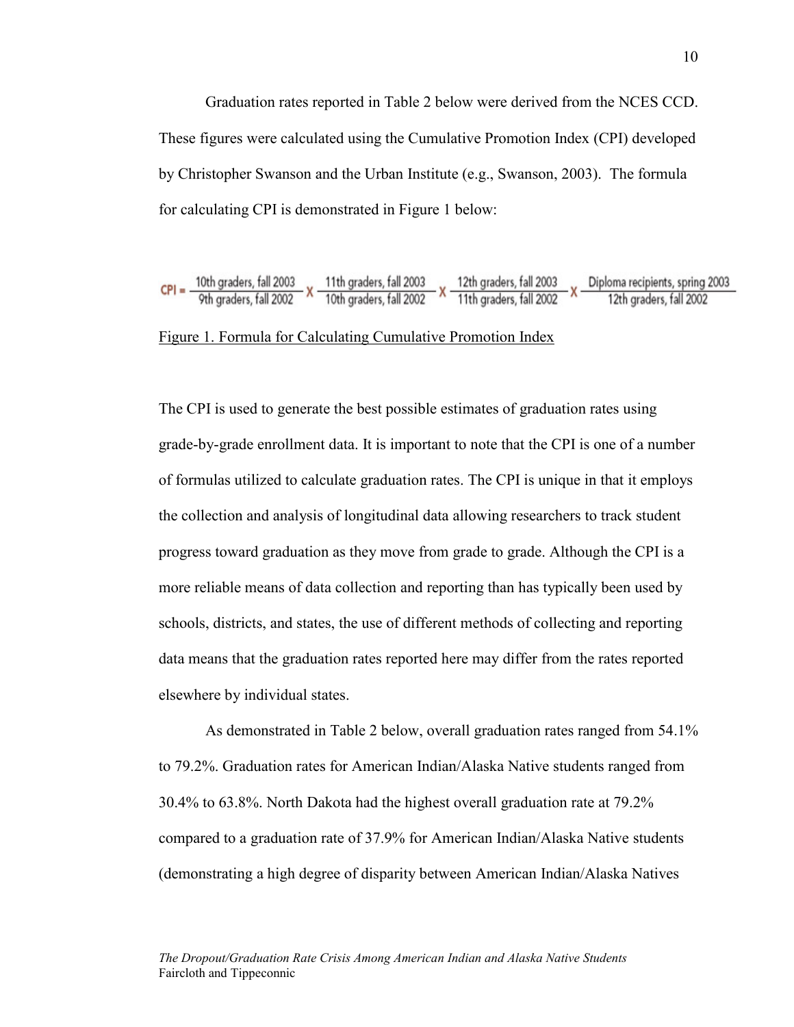Graduation rates reported in Table 2 below were derived from the NCES CCD. These figures were calculated using the Cumulative Promotion Index (CPI) developed by Christopher Swanson and the Urban Institute (e.g., Swanson, 2003). The formula for calculating CPI is demonstrated in Figure 1 below:

$$\text{CPI} = \frac{\text{10th graders, fall 2003}}{\text{9th graders, fall 2002}} \times \frac{\text{11th graders, fall 2003}}{\text{10th graders, fall 2002}} \times \frac{\text{12th graders, fall 2003}}{\text{11th graders, fall 2002}} \times \frac{\text{Diploma recipients, spring 2003}}{\text{12th graders, fall 2002}}$$

Figure 1. Formula for Calculating Cumulative Promotion Index

The CPI is used to generate the best possible estimates of graduation rates using grade-by-grade enrollment data. It is important to note that the CPI is one of a number of formulas utilized to calculate graduation rates. The CPI is unique in that it employs the collection and analysis of longitudinal data allowing researchers to track student progress toward graduation as they move from grade to grade. Although the CPI is a more reliable means of data collection and reporting than has typically been used by schools, districts, and states, the use of different methods of collecting and reporting data means that the graduation rates reported here may differ from the rates reported elsewhere by individual states.

As demonstrated in Table 2 below, overall graduation rates ranged from 54.1% to 79.2%. Graduation rates for American Indian/Alaska Native students ranged from 30.4% to 63.8%. North Dakota had the highest overall graduation rate at 79.2% compared to a graduation rate of 37.9% for American Indian/Alaska Native students (demonstrating a high degree of disparity between American Indian/Alaska Natives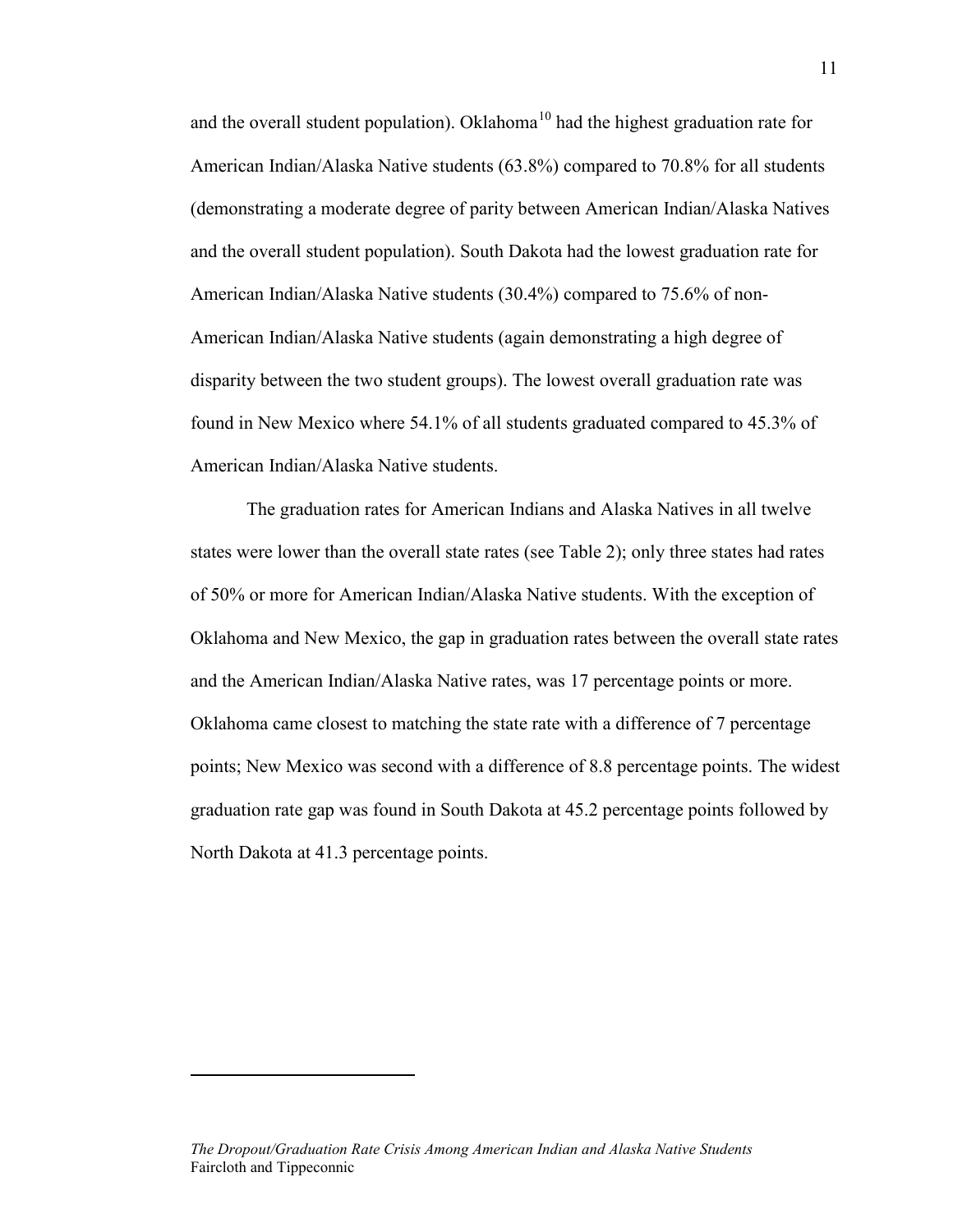and the overall student population). Oklahoma[10] had the highest graduation rate for American Indian/Alaska Native students (63.8%) compared to 70.8% for all students (demonstrating a moderate degree of parity between American Indian/Alaska Natives and the overall student population). South Dakota had the lowest graduation rate for American Indian/Alaska Native students (30.4%) compared to 75.6% of non-American Indian/Alaska Native students (again demonstrating a high degree of disparity between the two student groups). The lowest overall graduation rate was found in New Mexico where 54.1% of all students graduated compared to 45.3% of American Indian/Alaska Native students.

The graduation rates for American Indians and Alaska Natives in all twelve states were lower than the overall state rates (see Table 2); only three states had rates of 50% or more for American Indian/Alaska Native students. With the exception of Oklahoma and New Mexico, the gap in graduation rates between the overall state rates and the American Indian/Alaska Native rates, was 17 percentage points or more. Oklahoma came closest to matching the state rate with a difference of 7 percentage points; New Mexico was second with a difference of 8.8 percentage points. The widest graduation rate gap was found in South Dakota at 45.2 percentage points followed by North Dakota at 41.3 percentage points.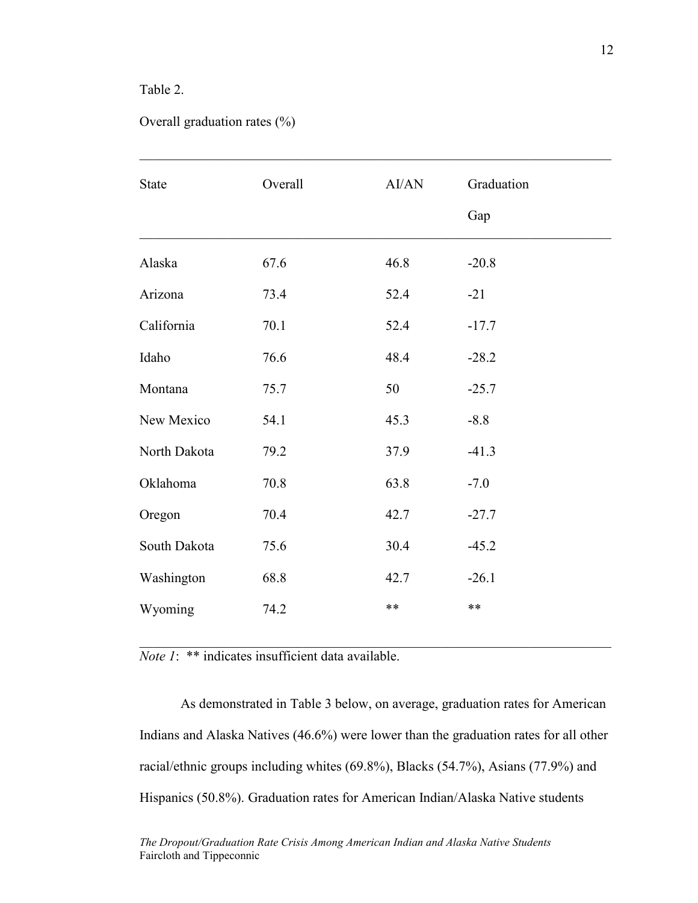Table 2.

Overall graduation rates (%)

| State | Overall | AI/AN | Graduation Gap |
|---|---|---|---|
| Alaska | 67.6 | 46.8 | -20.8 |
| Arizona | 73.4 | 52.4 | -21 |
| California | 70.1 | 52.4 | -17.7 |
| Idaho | 76.6 | 48.4 | -28.2 |
| Montana | 75.7 | 50 | -25.7 |
| New Mexico | 54.1 | 45.3 | -8.8 |
| North Dakota | 79.2 | 37.9 | -41.3 |
| Oklahoma | 70.8 | 63.8 | -7.0 |
| Oregon | 70.4 | 42.7 | -27.7 |
| South Dakota | 75.6 | 30.4 | -45.2 |
| Washington | 68.8 | 42.7 | -26.1 |
| Wyoming | 74.2 | ** | ** |

*Note 1*: ** indicates insufficient data available.

As demonstrated in Table 3 below, on average, graduation rates for American Indians and Alaska Natives (46.6%) were lower than the graduation rates for all other racial/ethnic groups including whites (69.8%), Blacks (54.7%), Asians (77.9%) and Hispanics (50.8%). Graduation rates for American Indian/Alaska Native students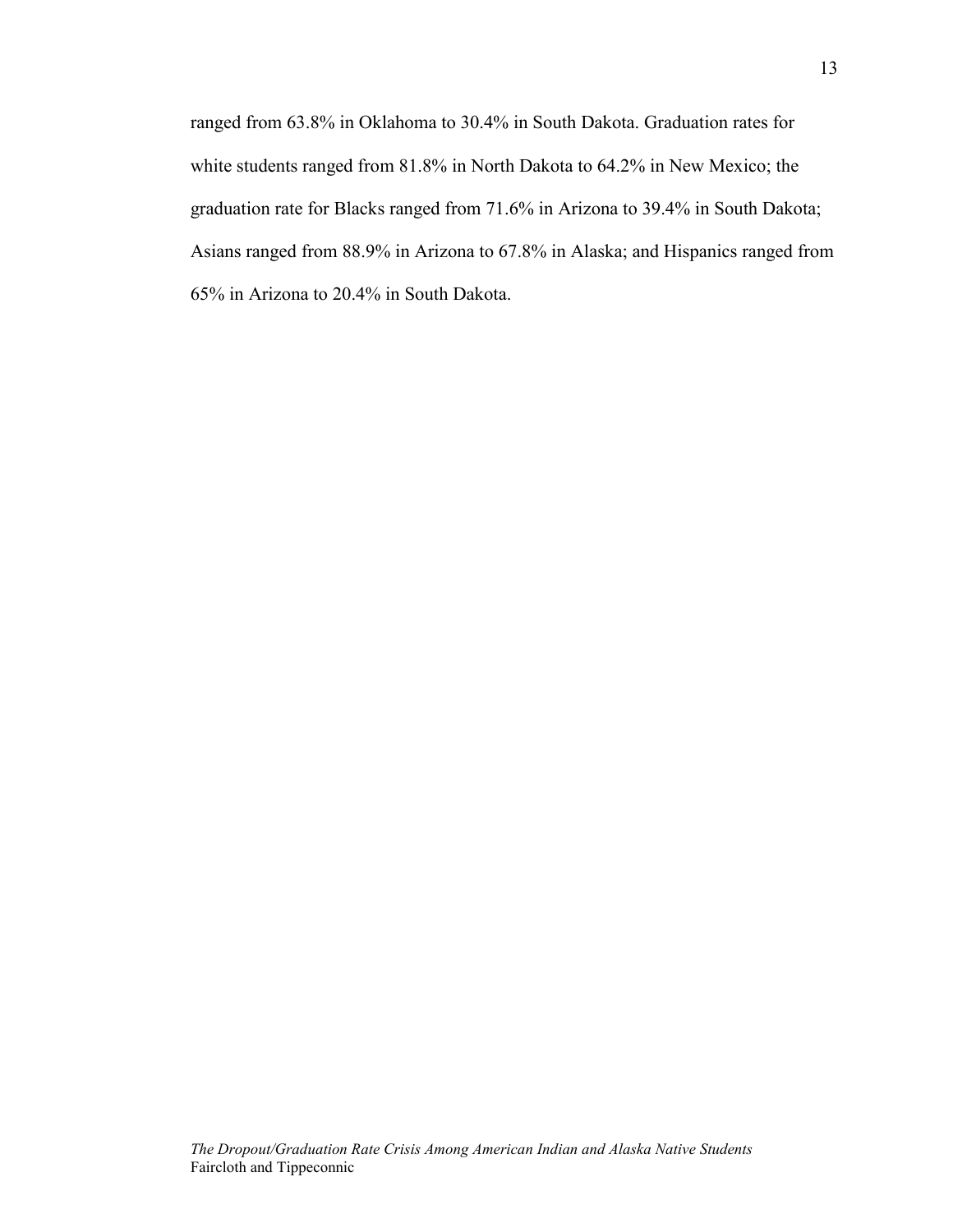ranged from 63.8% in Oklahoma to 30.4% in South Dakota. Graduation rates for white students ranged from 81.8% in North Dakota to 64.2% in New Mexico; the graduation rate for Blacks ranged from 71.6% in Arizona to 39.4% in South Dakota; Asians ranged from 88.9% in Arizona to 67.8% in Alaska; and Hispanics ranged from 65% in Arizona to 20.4% in South Dakota.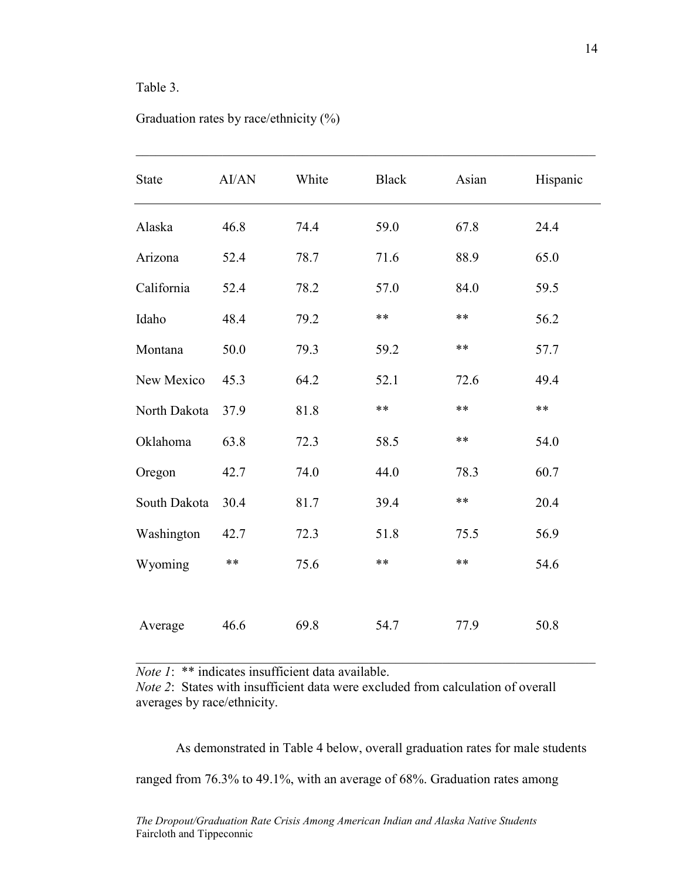Table 3.

Graduation rates by race/ethnicity (%)

| State | AI/AN | White | Black | Asian | Hispanic |
|---|---|---|---|---|---|
| Alaska | 46.8 | 74.4 | 59.0 | 67.8 | 24.4 |
| Arizona | 52.4 | 78.7 | 71.6 | 88.9 | 65.0 |
| California | 52.4 | 78.2 | 57.0 | 84.0 | 59.5 |
| Idaho | 48.4 | 79.2 | ** | ** | 56.2 |
| Montana | 50.0 | 79.3 | 59.2 | ** | 57.7 |
| New Mexico | 45.3 | 64.2 | 52.1 | 72.6 | 49.4 |
| North Dakota | 37.9 | 81.8 | ** | ** | ** |
| Oklahoma | 63.8 | 72.3 | 58.5 | ** | 54.0 |
| Oregon | 42.7 | 74.0 | 44.0 | 78.3 | 60.7 |
| South Dakota | 30.4 | 81.7 | 39.4 | ** | 20.4 |
| Washington | 42.7 | 72.3 | 51.8 | 75.5 | 56.9 |
| Wyoming | ** | 75.6 | ** | ** | 54.6 |
| Average | 46.6 | 69.8 | 54.7 | 77.9 | 50.8 |

*Note 1*: ** indicates insufficient data available.
*Note 2*: States with insufficient data were excluded from calculation of overall averages by race/ethnicity.

As demonstrated in Table 4 below, overall graduation rates for male students ranged from 76.3% to 49.1%, with an average of 68%. Graduation rates among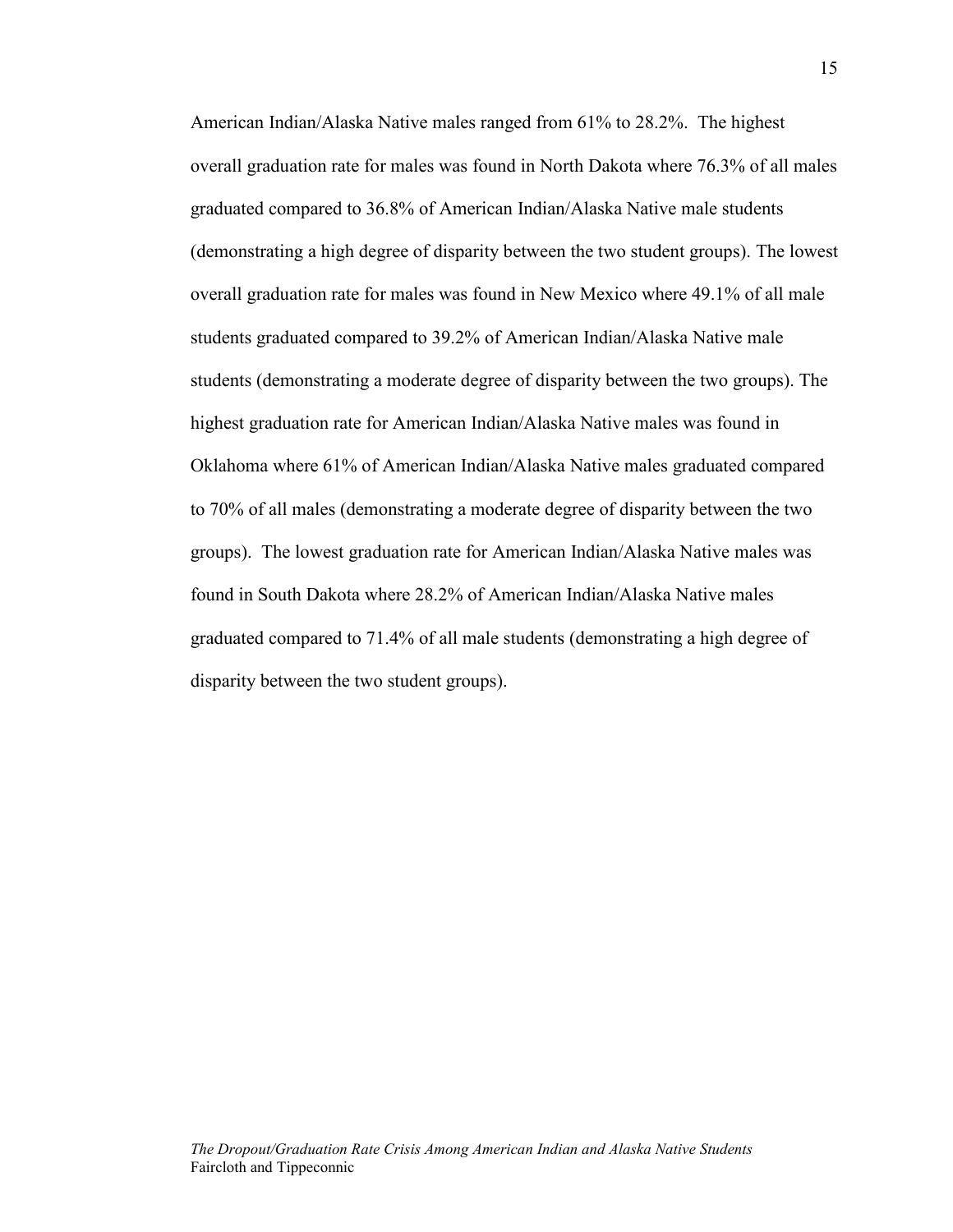American Indian/Alaska Native males ranged from 61% to 28.2%. The highest overall graduation rate for males was found in North Dakota where 76.3% of all males graduated compared to 36.8% of American Indian/Alaska Native male students (demonstrating a high degree of disparity between the two student groups). The lowest overall graduation rate for males was found in New Mexico where 49.1% of all male students graduated compared to 39.2% of American Indian/Alaska Native male students (demonstrating a moderate degree of disparity between the two groups). The highest graduation rate for American Indian/Alaska Native males was found in Oklahoma where 61% of American Indian/Alaska Native males graduated compared to 70% of all males (demonstrating a moderate degree of disparity between the two groups). The lowest graduation rate for American Indian/Alaska Native males was found in South Dakota where 28.2% of American Indian/Alaska Native males graduated compared to 71.4% of all male students (demonstrating a high degree of disparity between the two student groups).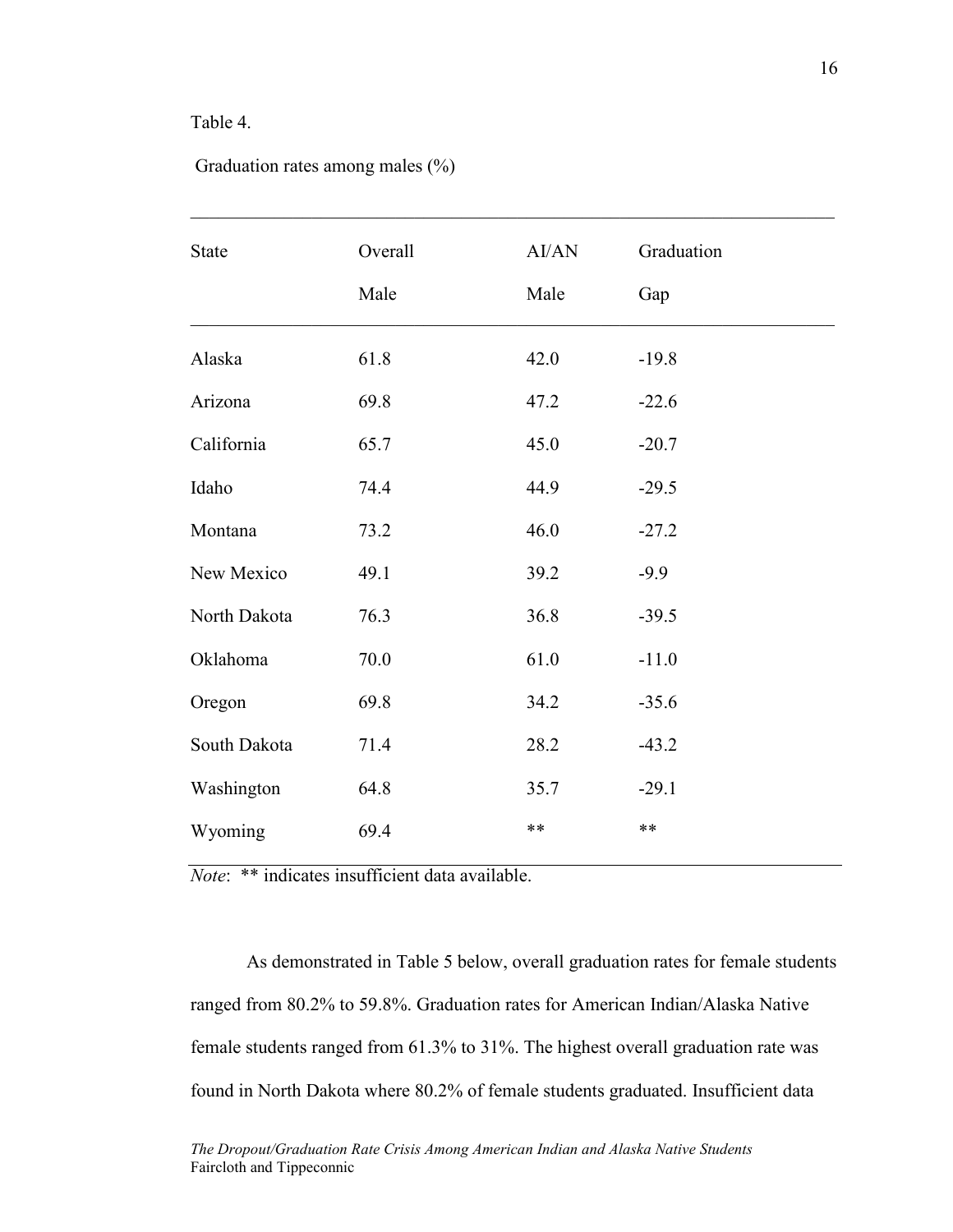Table 4.

Graduation rates among males (%)

| State | Overall Male | AI/AN Male | Graduation Gap |
|---|---|---|---|
| Alaska | 61.8 | 42.0 | -19.8 |
| Arizona | 69.8 | 47.2 | -22.6 |
| California | 65.7 | 45.0 | -20.7 |
| Idaho | 74.4 | 44.9 | -29.5 |
| Montana | 73.2 | 46.0 | -27.2 |
| New Mexico | 49.1 | 39.2 | -9.9 |
| North Dakota | 76.3 | 36.8 | -39.5 |
| Oklahoma | 70.0 | 61.0 | -11.0 |
| Oregon | 69.8 | 34.2 | -35.6 |
| South Dakota | 71.4 | 28.2 | -43.2 |
| Washington | 64.8 | 35.7 | -29.1 |
| Wyoming | 69.4 | ** | ** |

*Note*: ** indicates insufficient data available.

As demonstrated in Table 5 below, overall graduation rates for female students ranged from 80.2% to 59.8%. Graduation rates for American Indian/Alaska Native female students ranged from 61.3% to 31%. The highest overall graduation rate was found in North Dakota where 80.2% of female students graduated. Insufficient data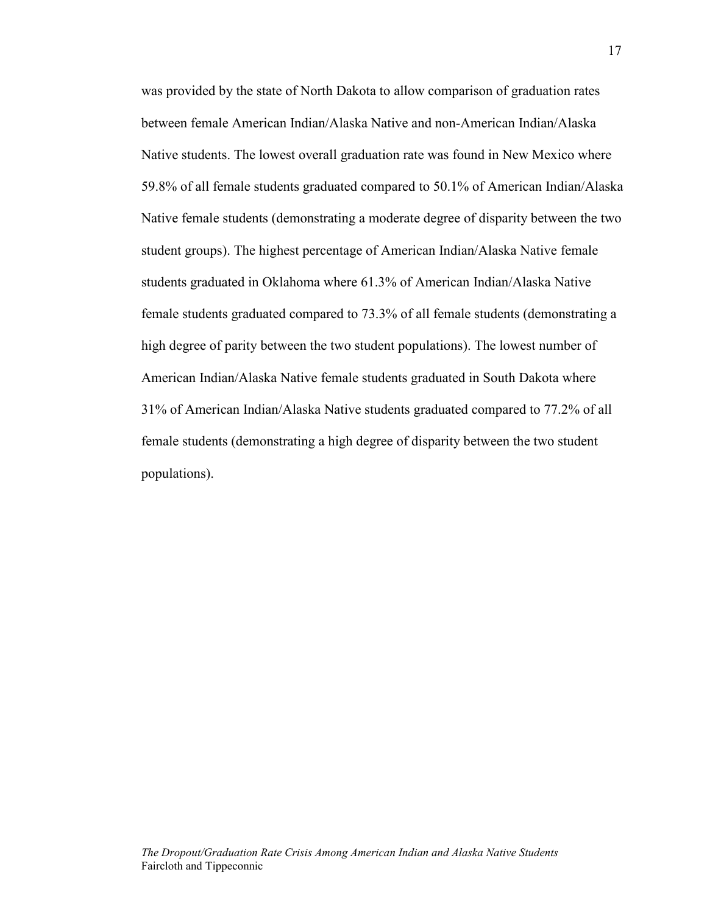was provided by the state of North Dakota to allow comparison of graduation rates between female American Indian/Alaska Native and non-American Indian/Alaska Native students. The lowest overall graduation rate was found in New Mexico where 59.8% of all female students graduated compared to 50.1% of American Indian/Alaska Native female students (demonstrating a moderate degree of disparity between the two student groups). The highest percentage of American Indian/Alaska Native female students graduated in Oklahoma where 61.3% of American Indian/Alaska Native female students graduated compared to 73.3% of all female students (demonstrating a high degree of parity between the two student populations). The lowest number of American Indian/Alaska Native female students graduated in South Dakota where 31% of American Indian/Alaska Native students graduated compared to 77.2% of all female students (demonstrating a high degree of disparity between the two student populations).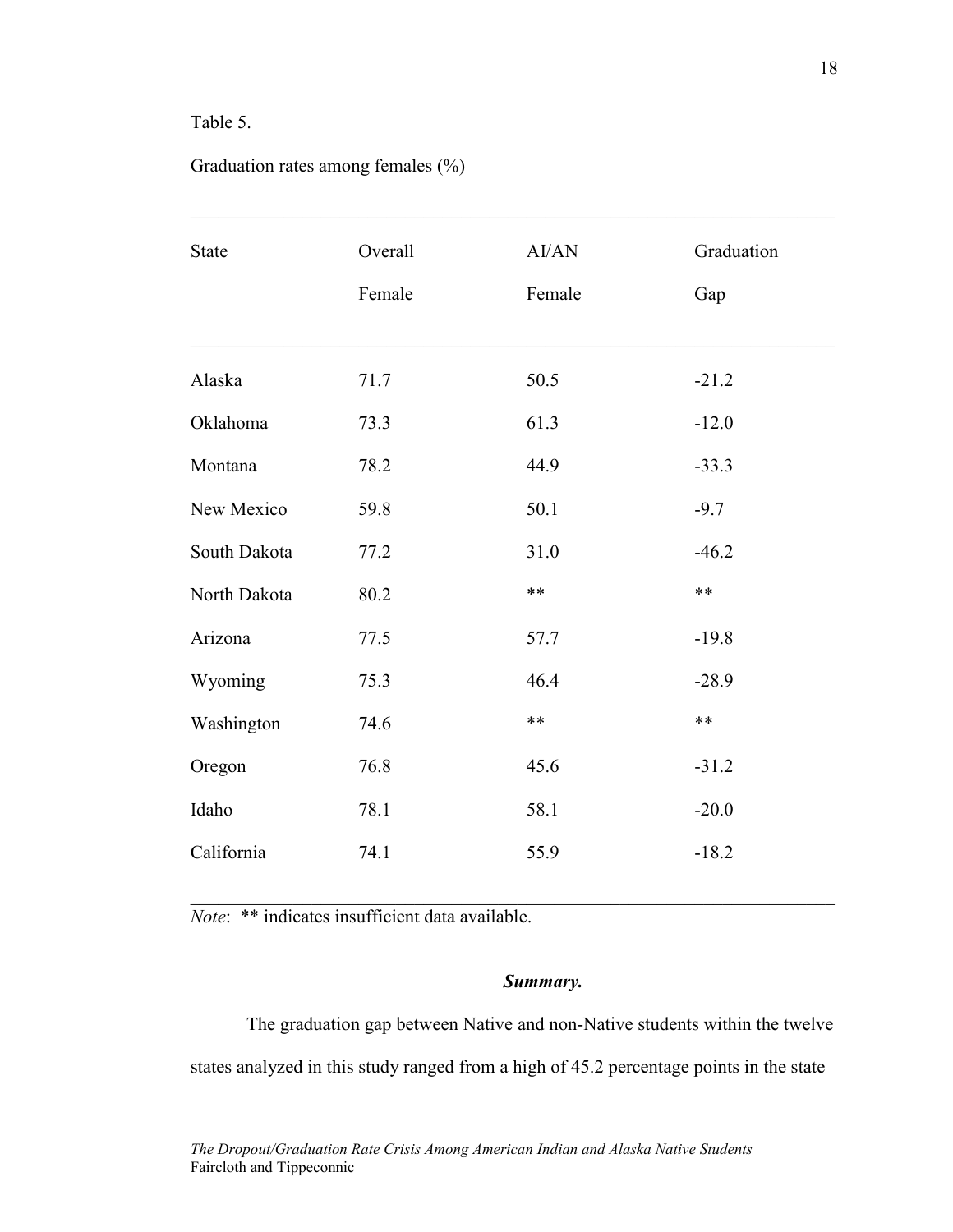Table 5.

Graduation rates among females (%)

| State | Overall Female | AI/AN Female | Graduation Gap |
|---|---|---|---|
| Alaska | 71.7 | 50.5 | -21.2 |
| Oklahoma | 73.3 | 61.3 | -12.0 |
| Montana | 78.2 | 44.9 | -33.3 |
| New Mexico | 59.8 | 50.1 | -9.7 |
| South Dakota | 77.2 | 31.0 | -46.2 |
| North Dakota | 80.2 | ** | ** |
| Arizona | 77.5 | 57.7 | -19.8 |
| Wyoming | 75.3 | 46.4 | -28.9 |
| Washington | 74.6 | ** | ** |
| Oregon | 76.8 | 45.6 | -31.2 |
| Idaho | 78.1 | 58.1 | -20.0 |
| California | 74.1 | 55.9 | -18.2 |

*Note*: ** indicates insufficient data available.

***Summary.***

The graduation gap between Native and non-Native students within the twelve states analyzed in this study ranged from a high of 45.2 percentage points in the state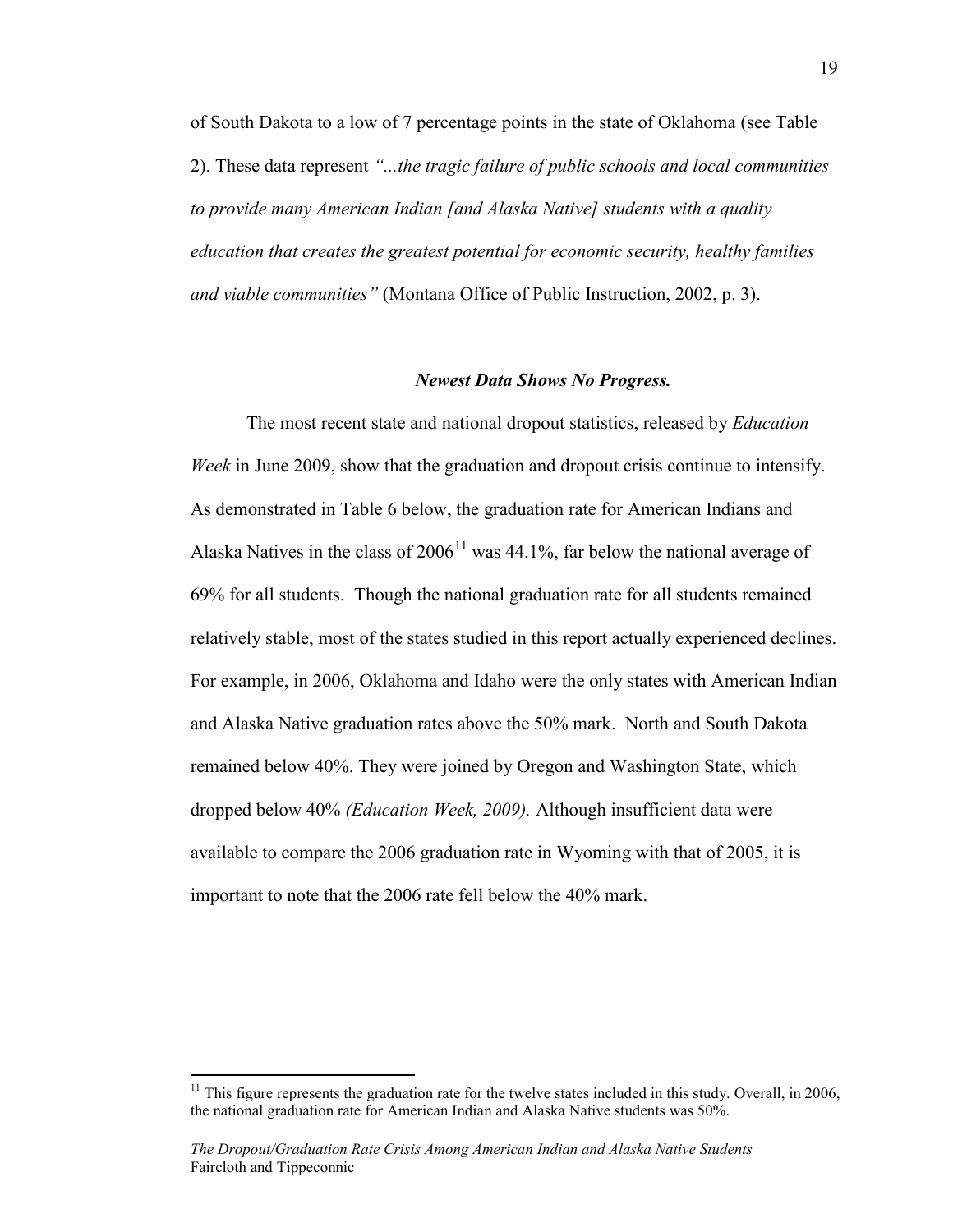of South Dakota to a low of 7 percentage points in the state of Oklahoma (see Table 2). These data represent *"...the tragic failure of public schools and local communities to provide many American Indian [and Alaska Native] students with a quality education that creates the greatest potential for economic security, healthy families and viable communities"* (Montana Office of Public Instruction, 2002, p. 3).

### ***Newest Data Shows No Progress.***

The most recent state and national dropout statistics, released by *Education Week* in June 2009, show that the graduation and dropout crisis continue to intensify. As demonstrated in Table 6 below, the graduation rate for American Indians and Alaska Natives in the class of 2006[11] was 44.1%, far below the national average of 69% for all students. Though the national graduation rate for all students remained relatively stable, most of the states studied in this report actually experienced declines. For example, in 2006, Oklahoma and Idaho were the only states with American Indian and Alaska Native graduation rates above the 50% mark. North and South Dakota remained below 40%. They were joined by Oregon and Washington State, which dropped below 40% *(Education Week, 2009).* Although insufficient data were available to compare the 2006 graduation rate in Wyoming with that of 2005, it is important to note that the 2006 rate fell below the 40% mark.

---

[11] This figure represents the graduation rate for the twelve states included in this study. Overall, in 2006, the national graduation rate for American Indian and Alaska Native students was 50%.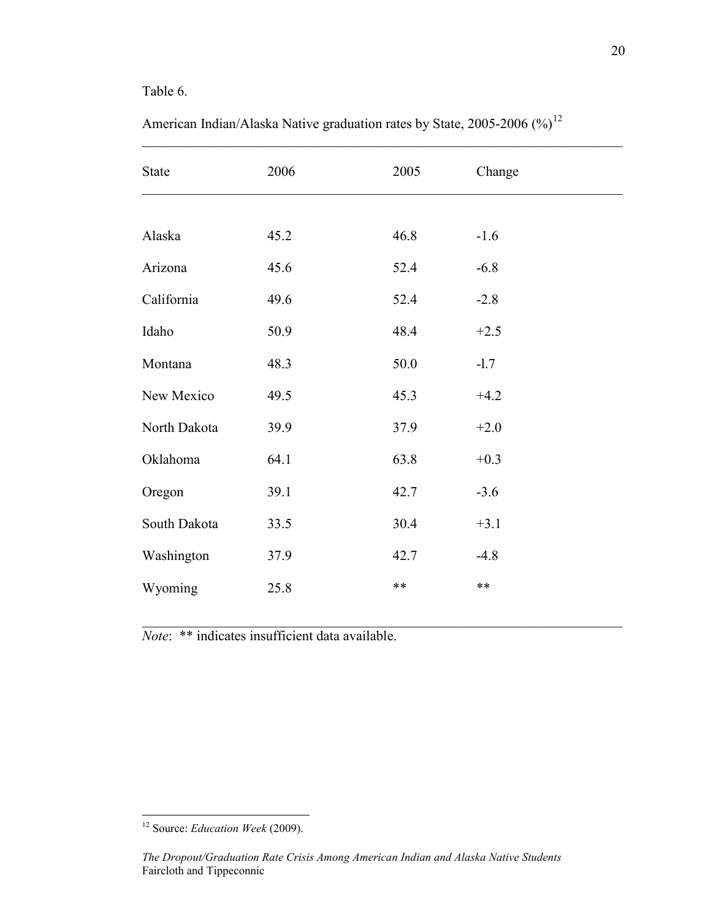Table 6.

American Indian/Alaska Native graduation rates by State, 2005-2006 (%)[12]

| State | 2006 | 2005 | Change |
|---|---|---|---|
| Alaska | 45.2 | 46.8 | -1.6 |
| Arizona | 45.6 | 52.4 | -6.8 |
| California | 49.6 | 52.4 | -2.8 |
| Idaho | 50.9 | 48.4 | +2.5 |
| Montana | 48.3 | 50.0 | -1.7 |
| New Mexico | 49.5 | 45.3 | +4.2 |
| North Dakota | 39.9 | 37.9 | +2.0 |
| Oklahoma | 64.1 | 63.8 | +0.3 |
| Oregon | 39.1 | 42.7 | -3.6 |
| South Dakota | 33.5 | 30.4 | +3.1 |
| Washington | 37.9 | 42.7 | -4.8 |
| Wyoming | 25.8 | ** | ** |

*Note*: ** indicates insufficient data available.

[12] Source: *Education Week* (2009).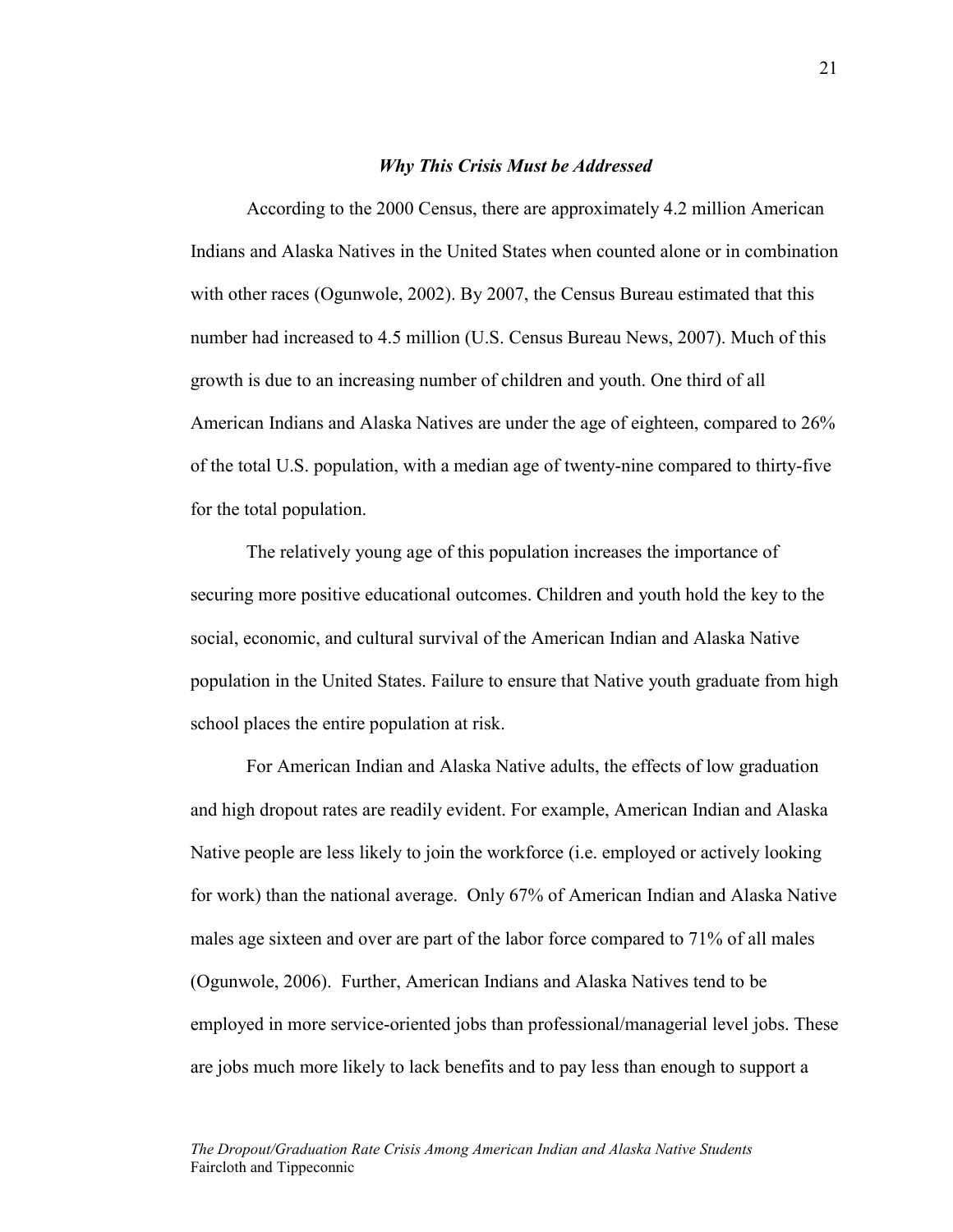### ***Why This Crisis Must be Addressed***

According to the 2000 Census, there are approximately 4.2 million American Indians and Alaska Natives in the United States when counted alone or in combination with other races (Ogunwole, 2002). By 2007, the Census Bureau estimated that this number had increased to 4.5 million (U.S. Census Bureau News, 2007). Much of this growth is due to an increasing number of children and youth. One third of all American Indians and Alaska Natives are under the age of eighteen, compared to 26% of the total U.S. population, with a median age of twenty-nine compared to thirty-five for the total population.

The relatively young age of this population increases the importance of securing more positive educational outcomes. Children and youth hold the key to the social, economic, and cultural survival of the American Indian and Alaska Native population in the United States. Failure to ensure that Native youth graduate from high school places the entire population at risk.

For American Indian and Alaska Native adults, the effects of low graduation and high dropout rates are readily evident. For example, American Indian and Alaska Native people are less likely to join the workforce (i.e. employed or actively looking for work) than the national average. Only 67% of American Indian and Alaska Native males age sixteen and over are part of the labor force compared to 71% of all males (Ogunwole, 2006). Further, American Indians and Alaska Natives tend to be employed in more service-oriented jobs than professional/managerial level jobs. These are jobs much more likely to lack benefits and to pay less than enough to support a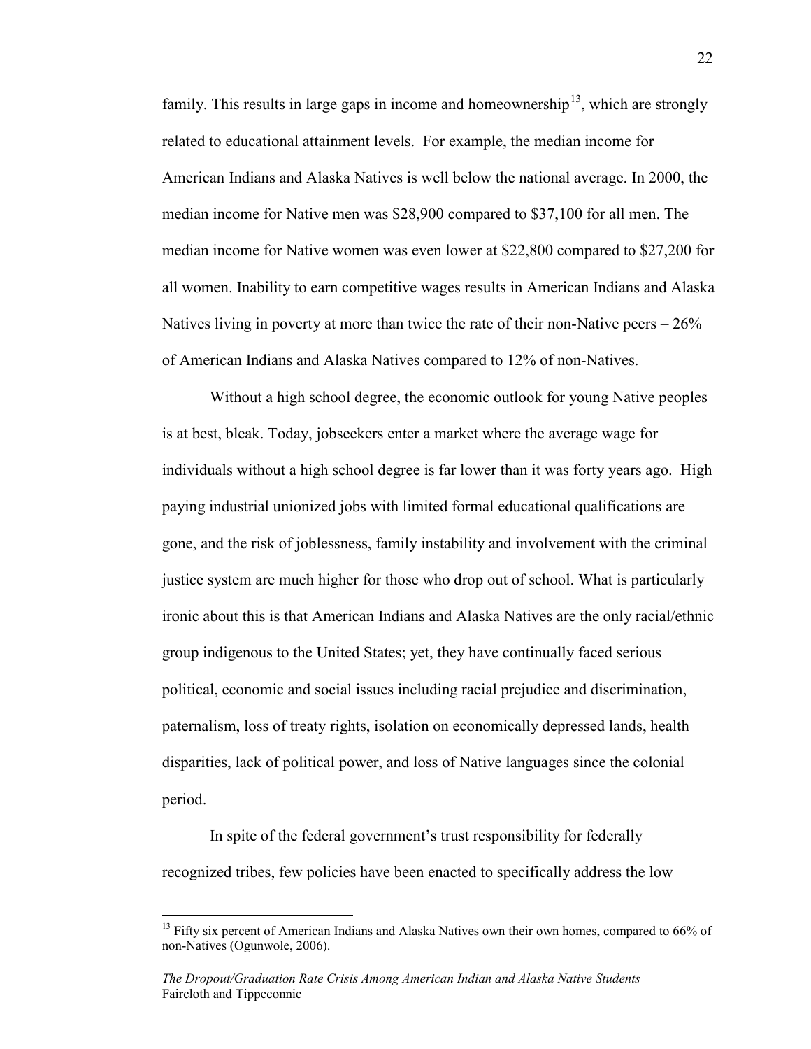family. This results in large gaps in income and homeownership[13], which are strongly related to educational attainment levels. For example, the median income for American Indians and Alaska Natives is well below the national average. In 2000, the median income for Native men was $28,900 compared to $37,100 for all men. The median income for Native women was even lower at $22,800 compared to $27,200 for all women. Inability to earn competitive wages results in American Indians and Alaska Natives living in poverty at more than twice the rate of their non-Native peers – 26% of American Indians and Alaska Natives compared to 12% of non-Natives.

Without a high school degree, the economic outlook for young Native peoples is at best, bleak. Today, jobseekers enter a market where the average wage for individuals without a high school degree is far lower than it was forty years ago. High paying industrial unionized jobs with limited formal educational qualifications are gone, and the risk of joblessness, family instability and involvement with the criminal justice system are much higher for those who drop out of school. What is particularly ironic about this is that American Indians and Alaska Natives are the only racial/ethnic group indigenous to the United States; yet, they have continually faced serious political, economic and social issues including racial prejudice and discrimination, paternalism, loss of treaty rights, isolation on economically depressed lands, health disparities, lack of political power, and loss of Native languages since the colonial period.

In spite of the federal government's trust responsibility for federally recognized tribes, few policies have been enacted to specifically address the low

[13] Fifty six percent of American Indians and Alaska Natives own their own homes, compared to 66% of non-Natives (Ogunwole, 2006).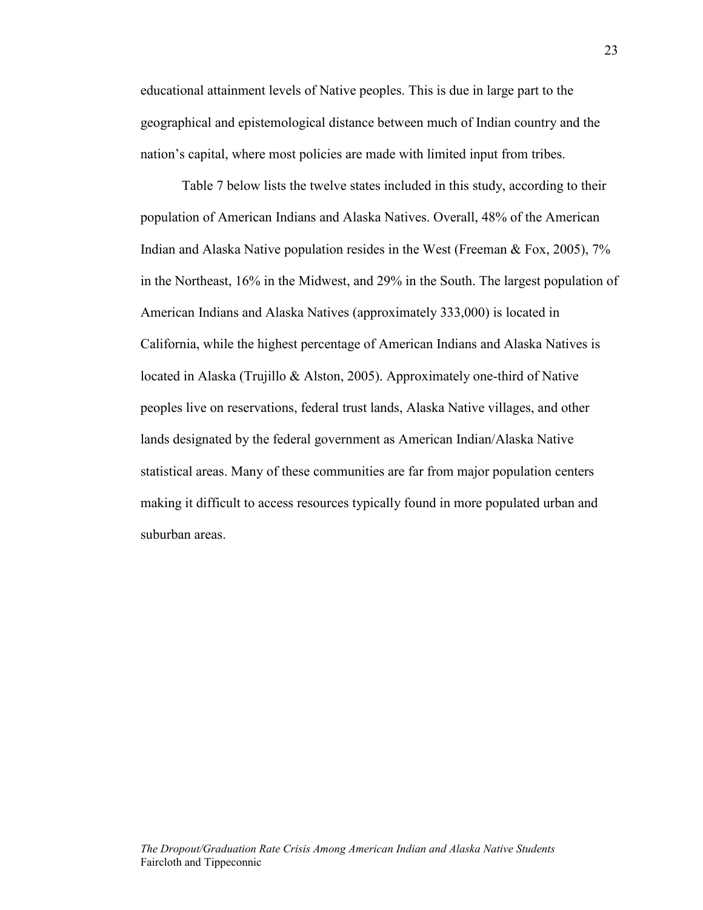educational attainment levels of Native peoples. This is due in large part to the geographical and epistemological distance between much of Indian country and the nation's capital, where most policies are made with limited input from tribes.

Table 7 below lists the twelve states included in this study, according to their population of American Indians and Alaska Natives. Overall, 48% of the American Indian and Alaska Native population resides in the West (Freeman & Fox, 2005), 7% in the Northeast, 16% in the Midwest, and 29% in the South. The largest population of American Indians and Alaska Natives (approximately 333,000) is located in California, while the highest percentage of American Indians and Alaska Natives is located in Alaska (Trujillo & Alston, 2005). Approximately one-third of Native peoples live on reservations, federal trust lands, Alaska Native villages, and other lands designated by the federal government as American Indian/Alaska Native statistical areas. Many of these communities are far from major population centers making it difficult to access resources typically found in more populated urban and suburban areas.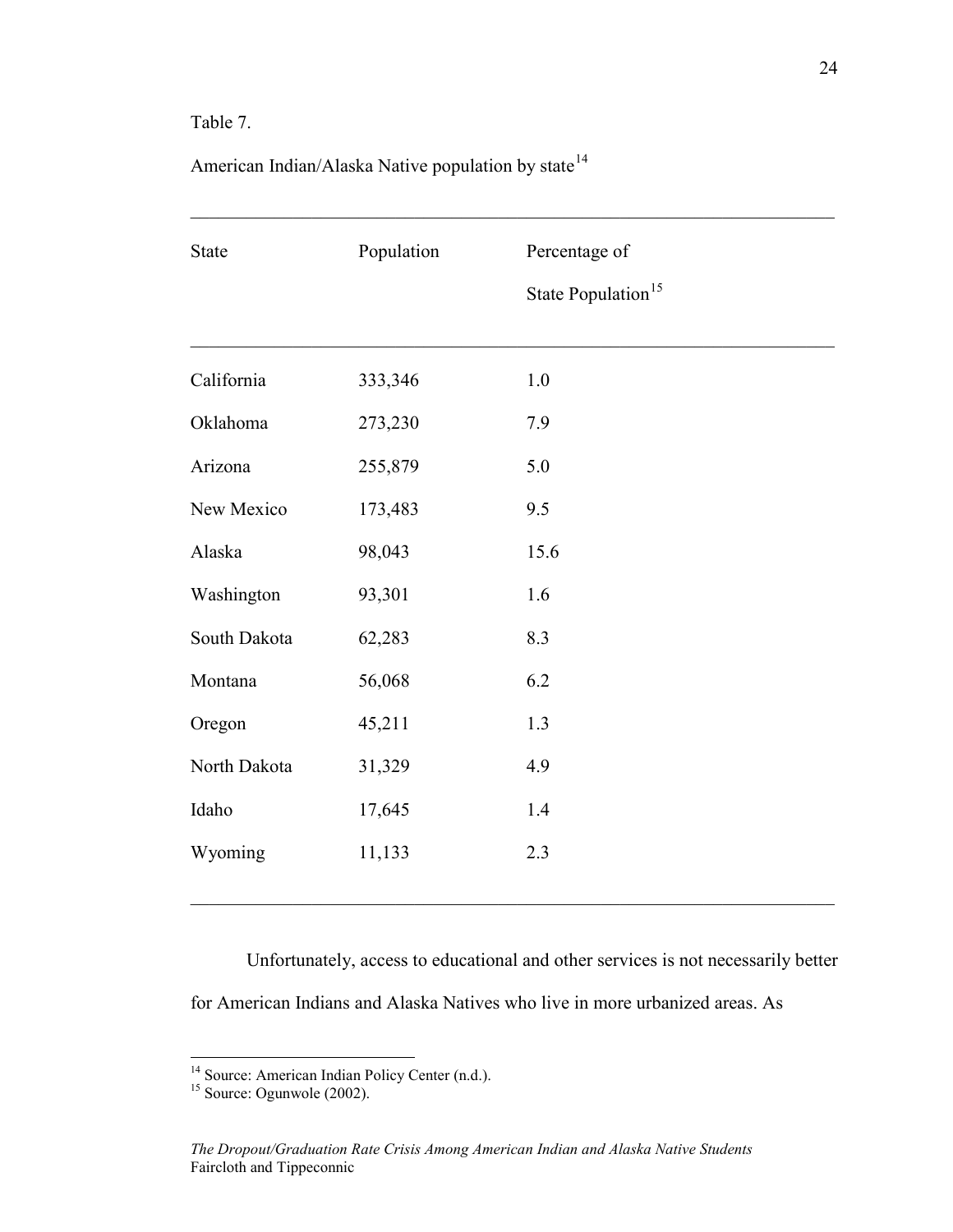Table 7.

American Indian/Alaska Native population by state[14]

| State | Population | Percentage of State Population[15] |
| --- | --- | --- |
| California | 333,346 | 1.0 |
| Oklahoma | 273,230 | 7.9 |
| Arizona | 255,879 | 5.0 |
| New Mexico | 173,483 | 9.5 |
| Alaska | 98,043 | 15.6 |
| Washington | 93,301 | 1.6 |
| South Dakota | 62,283 | 8.3 |
| Montana | 56,068 | 6.2 |
| Oregon | 45,211 | 1.3 |
| North Dakota | 31,329 | 4.9 |
| Idaho | 17,645 | 1.4 |
| Wyoming | 11,133 | 2.3 |

Unfortunately, access to educational and other services is not necessarily better for American Indians and Alaska Natives who live in more urbanized areas. As

[14] Source: American Indian Policy Center (n.d.).

[15] Source: Ogunwole (2002).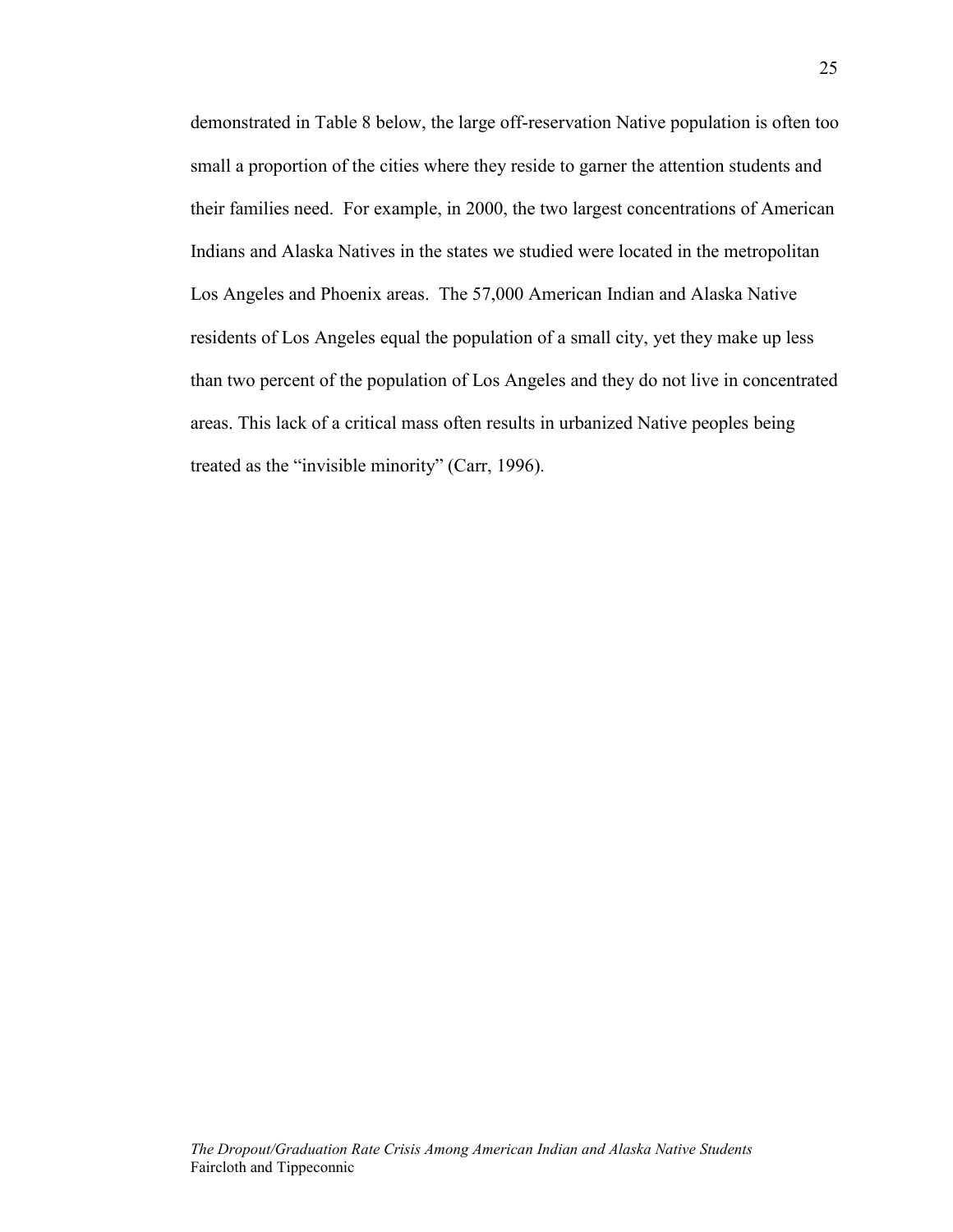demonstrated in Table 8 below, the large off-reservation Native population is often too small a proportion of the cities where they reside to garner the attention students and their families need. For example, in 2000, the two largest concentrations of American Indians and Alaska Natives in the states we studied were located in the metropolitan Los Angeles and Phoenix areas. The 57,000 American Indian and Alaska Native residents of Los Angeles equal the population of a small city, yet they make up less than two percent of the population of Los Angeles and they do not live in concentrated areas. This lack of a critical mass often results in urbanized Native peoples being treated as the "invisible minority" (Carr, 1996).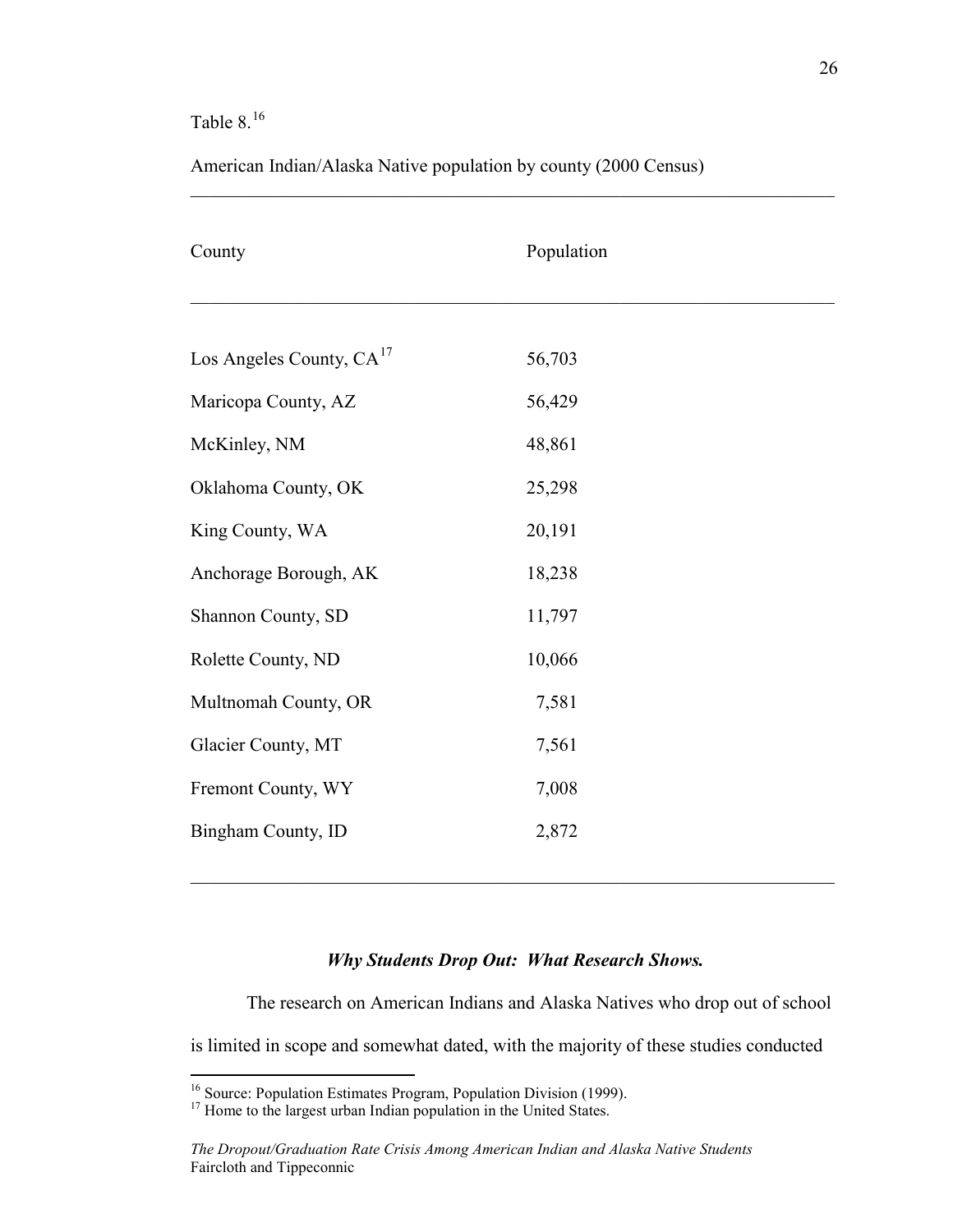Table 8.[16]

American Indian/Alaska Native population by county (2000 Census)

| County | Population |
|---|---|
| Los Angeles County, CA[17] | 56,703 |
| Maricopa County, AZ | 56,429 |
| McKinley, NM | 48,861 |
| Oklahoma County, OK | 25,298 |
| King County, WA | 20,191 |
| Anchorage Borough, AK | 18,238 |
| Shannon County, SD | 11,797 |
| Rolette County, ND | 10,066 |
| Multnomah County, OR | 7,581 |
| Glacier County, MT | 7,561 |
| Fremont County, WY | 7,008 |
| Bingham County, ID | 2,872 |

### *Why Students Drop Out: What Research Shows.*

The research on American Indians and Alaska Natives who drop out of school is limited in scope and somewhat dated, with the majority of these studies conducted

[16] Source: Population Estimates Program, Population Division (1999).
[17] Home to the largest urban Indian population in the United States.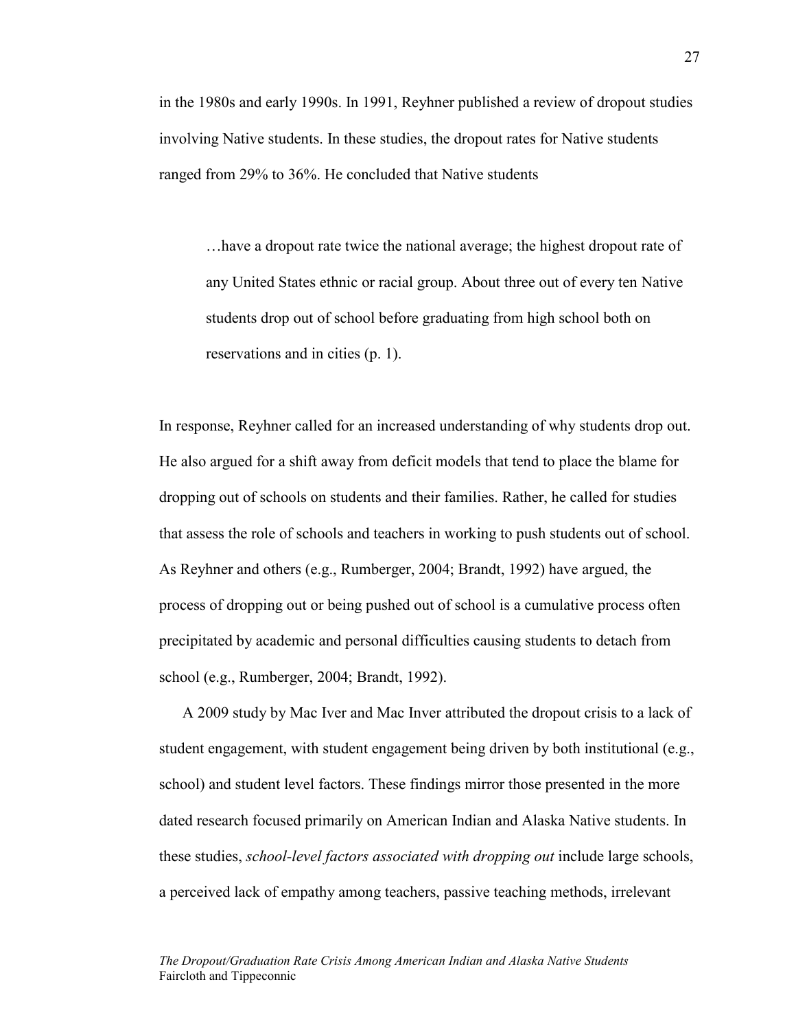in the 1980s and early 1990s. In 1991, Reyhner published a review of dropout studies involving Native students. In these studies, the dropout rates for Native students ranged from 29% to 36%. He concluded that Native students

> …have a dropout rate twice the national average; the highest dropout rate of any United States ethnic or racial group. About three out of every ten Native students drop out of school before graduating from high school both on reservations and in cities (p. 1).

In response, Reyhner called for an increased understanding of why students drop out. He also argued for a shift away from deficit models that tend to place the blame for dropping out of schools on students and their families. Rather, he called for studies that assess the role of schools and teachers in working to push students out of school. As Reyhner and others (e.g., Rumberger, 2004; Brandt, 1992) have argued, the process of dropping out or being pushed out of school is a cumulative process often precipitated by academic and personal difficulties causing students to detach from school (e.g., Rumberger, 2004; Brandt, 1992).

A 2009 study by Mac Iver and Mac Inver attributed the dropout crisis to a lack of student engagement, with student engagement being driven by both institutional (e.g., school) and student level factors. These findings mirror those presented in the more dated research focused primarily on American Indian and Alaska Native students. In these studies, *school-level factors associated with dropping out* include large schools, a perceived lack of empathy among teachers, passive teaching methods, irrelevant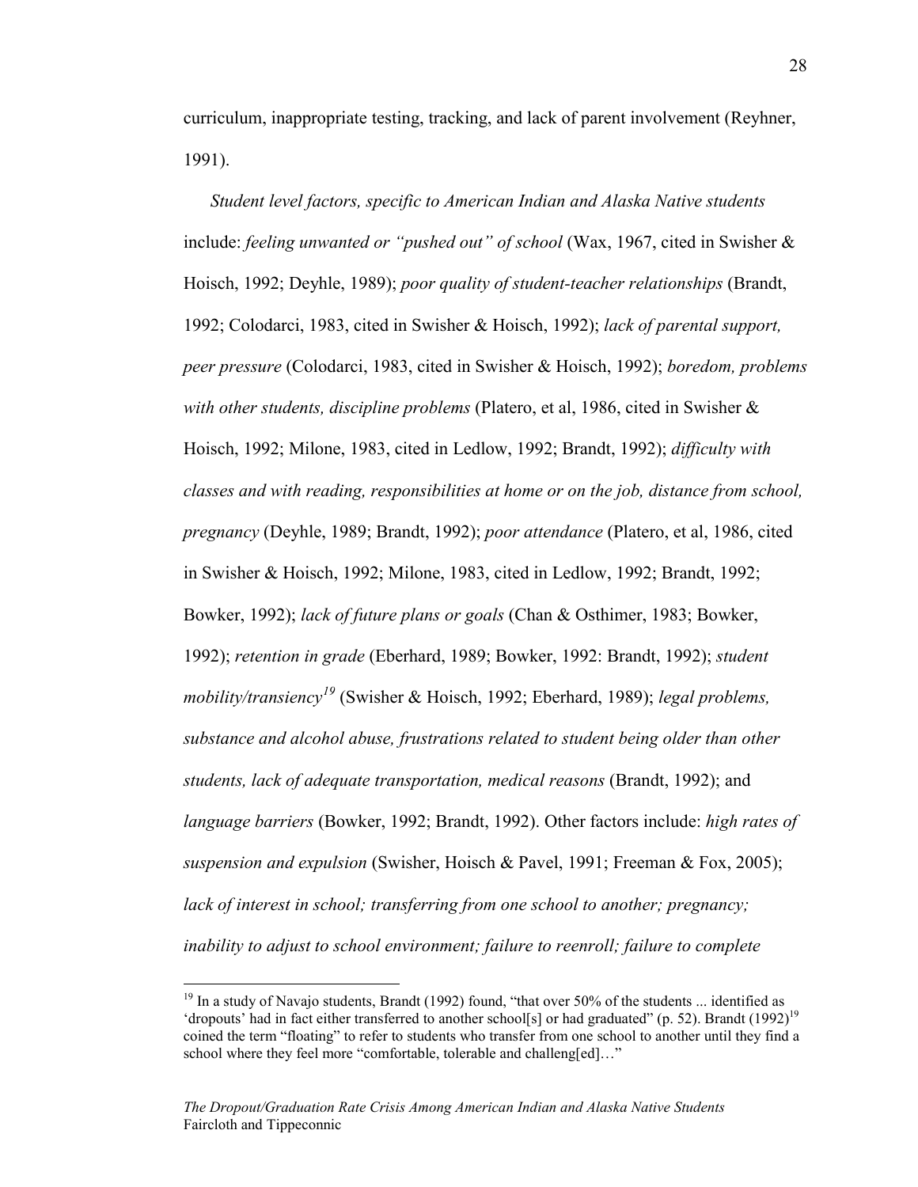curriculum, inappropriate testing, tracking, and lack of parent involvement (Reyhner, 1991).

*Student level factors, specific to American Indian and Alaska Native students* include: *feeling unwanted or "pushed out" of school* (Wax, 1967, cited in Swisher & Hoisch, 1992; Deyhle, 1989); *poor quality of student-teacher relationships* (Brandt, 1992; Colodarci, 1983, cited in Swisher & Hoisch, 1992); *lack of parental support, peer pressure* (Colodarci, 1983, cited in Swisher & Hoisch, 1992); *boredom, problems with other students, discipline problems* (Platero, et al, 1986, cited in Swisher & Hoisch, 1992; Milone, 1983, cited in Ledlow, 1992; Brandt, 1992); *difficulty with classes and with reading, responsibilities at home or on the job, distance from school, pregnancy* (Deyhle, 1989; Brandt, 1992); *poor attendance* (Platero, et al, 1986, cited in Swisher & Hoisch, 1992; Milone, 1983, cited in Ledlow, 1992; Brandt, 1992; Bowker, 1992); *lack of future plans or goals* (Chan & Osthimer, 1983; Bowker, 1992); *retention in grade* (Eberhard, 1989; Bowker, 1992: Brandt, 1992); *student mobility/transiency*[19] (Swisher & Hoisch, 1992; Eberhard, 1989); *legal problems, substance and alcohol abuse, frustrations related to student being older than other students, lack of adequate transportation, medical reasons* (Brandt, 1992); and *language barriers* (Bowker, 1992; Brandt, 1992). Other factors include: *high rates of suspension and expulsion* (Swisher, Hoisch & Pavel, 1991; Freeman & Fox, 2005); *lack of interest in school; transferring from one school to another; pregnancy; inability to adjust to school environment; failure to reenroll; failure to complete*

---

[19] In a study of Navajo students, Brandt (1992) found, "that over 50% of the students ... identified as 'dropouts' had in fact either transferred to another school[s] or had graduated" (p. 52). Brandt (1992)[19] coined the term "floating" to refer to students who transfer from one school to another until they find a school where they feel more "comfortable, tolerable and challeng[ed]…"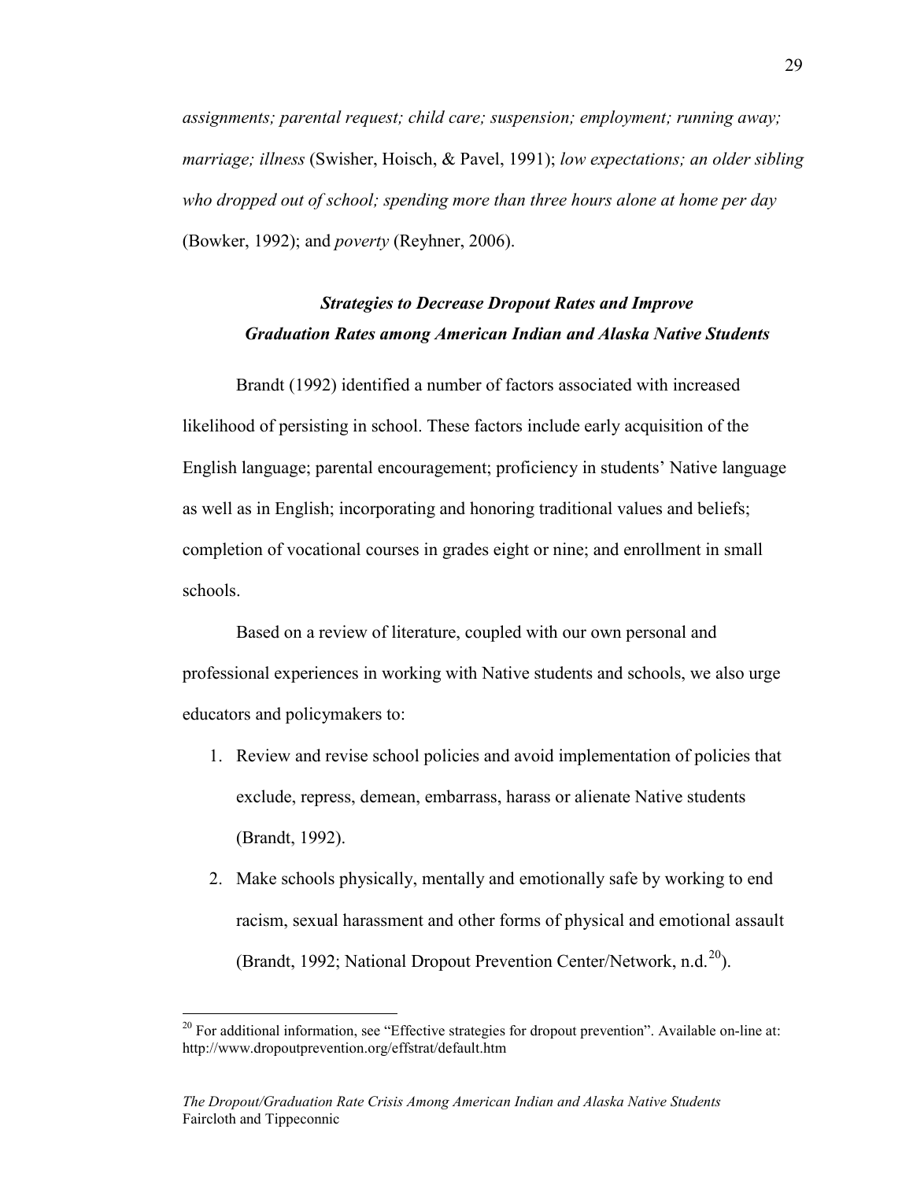*assignments; parental request; child care; suspension; employment; running away; marriage; illness* (Swisher, Hoisch, & Pavel, 1991); *low expectations; an older sibling who dropped out of school; spending more than three hours alone at home per day* (Bowker, 1992); and *poverty* (Reyhner, 2006).

### *Strategies to Decrease Dropout Rates and Improve Graduation Rates among American Indian and Alaska Native Students*

Brandt (1992) identified a number of factors associated with increased likelihood of persisting in school. These factors include early acquisition of the English language; parental encouragement; proficiency in students' Native language as well as in English; incorporating and honoring traditional values and beliefs; completion of vocational courses in grades eight or nine; and enrollment in small schools.

Based on a review of literature, coupled with our own personal and professional experiences in working with Native students and schools, we also urge educators and policymakers to:

1. Review and revise school policies and avoid implementation of policies that exclude, repress, demean, embarrass, harass or alienate Native students (Brandt, 1992).
2. Make schools physically, mentally and emotionally safe by working to end racism, sexual harassment and other forms of physical and emotional assault (Brandt, 1992; National Dropout Prevention Center/Network, n.d.[20]).

[20] For additional information, see "Effective strategies for dropout prevention". Available on-line at: http://www.dropoutprevention.org/effstrat/default.htm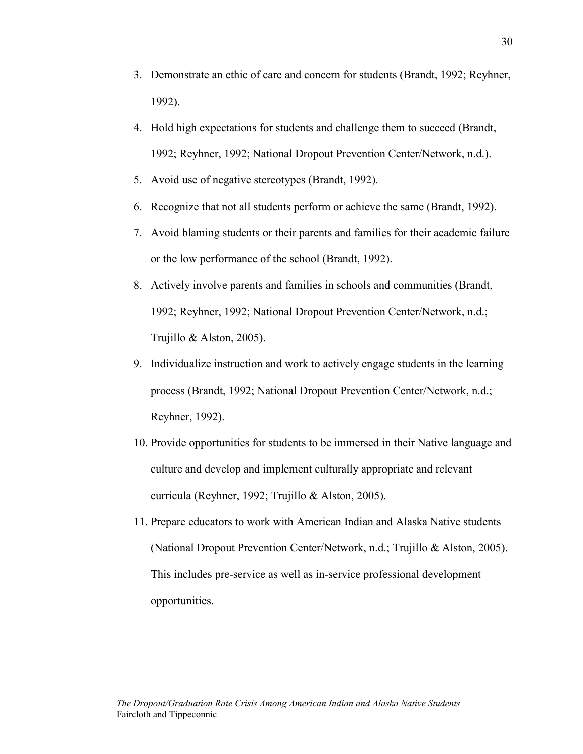3. Demonstrate an ethic of care and concern for students (Brandt, 1992; Reyhner, 1992).
4. Hold high expectations for students and challenge them to succeed (Brandt, 1992; Reyhner, 1992; National Dropout Prevention Center/Network, n.d.).
5. Avoid use of negative stereotypes (Brandt, 1992).
6. Recognize that not all students perform or achieve the same (Brandt, 1992).
7. Avoid blaming students or their parents and families for their academic failure or the low performance of the school (Brandt, 1992).
8. Actively involve parents and families in schools and communities (Brandt, 1992; Reyhner, 1992; National Dropout Prevention Center/Network, n.d.; Trujillo & Alston, 2005).
9. Individualize instruction and work to actively engage students in the learning process (Brandt, 1992; National Dropout Prevention Center/Network, n.d.; Reyhner, 1992).
10. Provide opportunities for students to be immersed in their Native language and culture and develop and implement culturally appropriate and relevant curricula (Reyhner, 1992; Trujillo & Alston, 2005).
11. Prepare educators to work with American Indian and Alaska Native students (National Dropout Prevention Center/Network, n.d.; Trujillo & Alston, 2005). This includes pre-service as well as in-service professional development opportunities.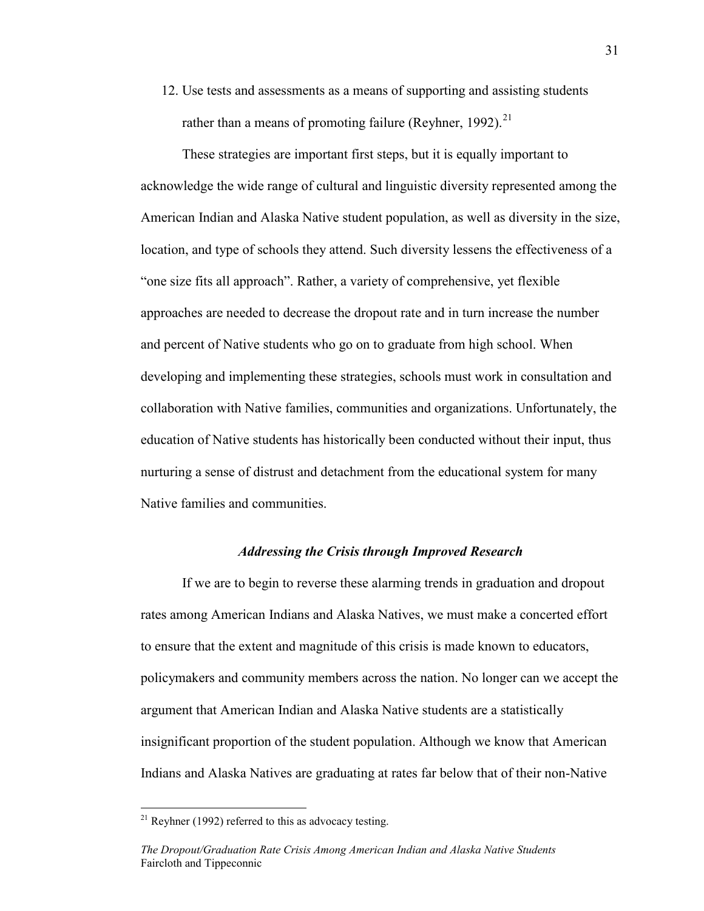12. Use tests and assessments as a means of supporting and assisting students rather than a means of promoting failure (Reyhner, 1992).[21]

These strategies are important first steps, but it is equally important to acknowledge the wide range of cultural and linguistic diversity represented among the American Indian and Alaska Native student population, as well as diversity in the size, location, and type of schools they attend. Such diversity lessens the effectiveness of a "one size fits all approach". Rather, a variety of comprehensive, yet flexible approaches are needed to decrease the dropout rate and in turn increase the number and percent of Native students who go on to graduate from high school. When developing and implementing these strategies, schools must work in consultation and collaboration with Native families, communities and organizations. Unfortunately, the education of Native students has historically been conducted without their input, thus nurturing a sense of distrust and detachment from the educational system for many Native families and communities.

### *Addressing the Crisis through Improved Research*

If we are to begin to reverse these alarming trends in graduation and dropout rates among American Indians and Alaska Natives, we must make a concerted effort to ensure that the extent and magnitude of this crisis is made known to educators, policymakers and community members across the nation. No longer can we accept the argument that American Indian and Alaska Native students are a statistically insignificant proportion of the student population. Although we know that American Indians and Alaska Natives are graduating at rates far below that of their non-Native

[21] Reyhner (1992) referred to this as advocacy testing.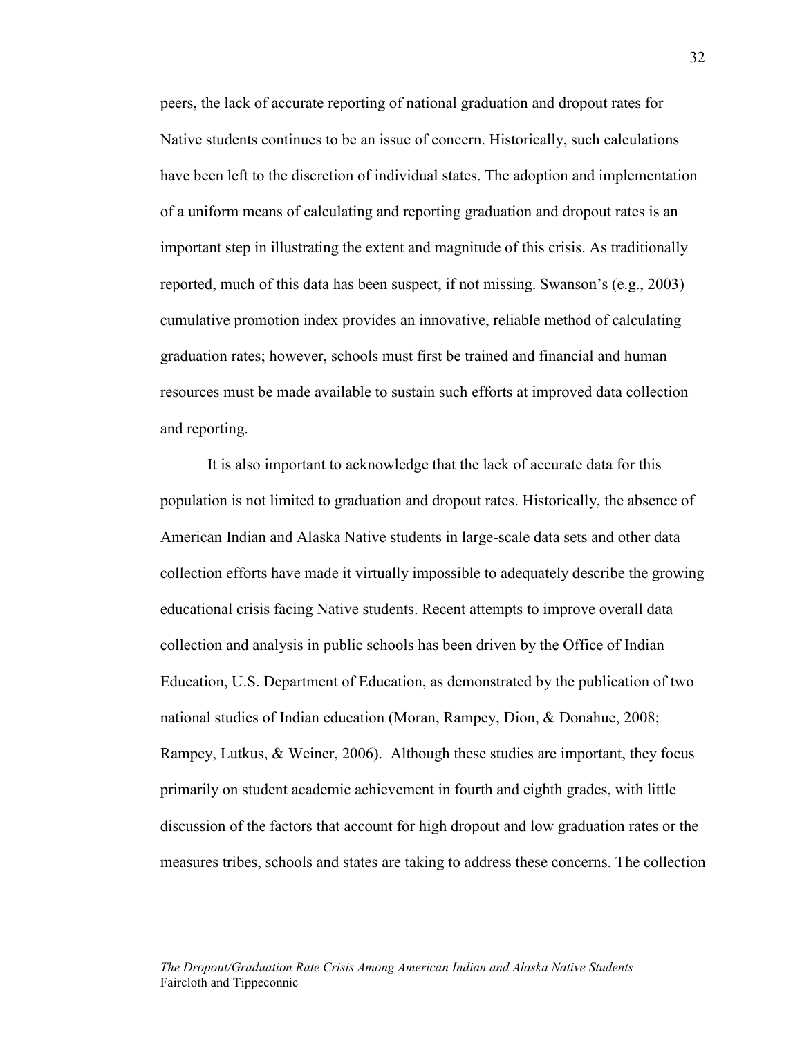peers, the lack of accurate reporting of national graduation and dropout rates for Native students continues to be an issue of concern. Historically, such calculations have been left to the discretion of individual states. The adoption and implementation of a uniform means of calculating and reporting graduation and dropout rates is an important step in illustrating the extent and magnitude of this crisis. As traditionally reported, much of this data has been suspect, if not missing. Swanson's (e.g., 2003) cumulative promotion index provides an innovative, reliable method of calculating graduation rates; however, schools must first be trained and financial and human resources must be made available to sustain such efforts at improved data collection and reporting.

It is also important to acknowledge that the lack of accurate data for this population is not limited to graduation and dropout rates. Historically, the absence of American Indian and Alaska Native students in large-scale data sets and other data collection efforts have made it virtually impossible to adequately describe the growing educational crisis facing Native students. Recent attempts to improve overall data collection and analysis in public schools has been driven by the Office of Indian Education, U.S. Department of Education, as demonstrated by the publication of two national studies of Indian education (Moran, Rampey, Dion, & Donahue, 2008; Rampey, Lutkus, & Weiner, 2006). Although these studies are important, they focus primarily on student academic achievement in fourth and eighth grades, with little discussion of the factors that account for high dropout and low graduation rates or the measures tribes, schools and states are taking to address these concerns. The collection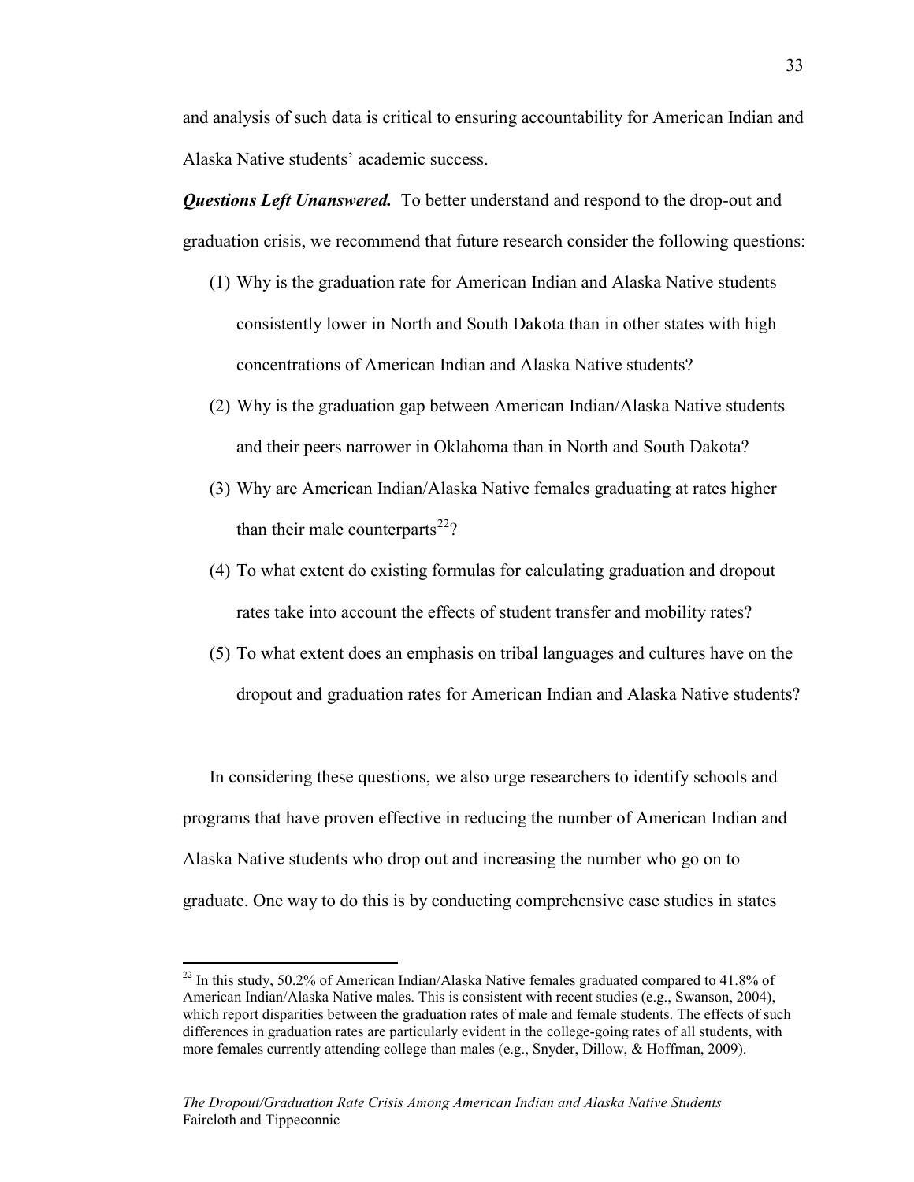and analysis of such data is critical to ensuring accountability for American Indian and Alaska Native students' academic success.

***Questions Left Unanswered.*** To better understand and respond to the drop-out and graduation crisis, we recommend that future research consider the following questions:

(1) Why is the graduation rate for American Indian and Alaska Native students consistently lower in North and South Dakota than in other states with high concentrations of American Indian and Alaska Native students?

(2) Why is the graduation gap between American Indian/Alaska Native students and their peers narrower in Oklahoma than in North and South Dakota?

(3) Why are American Indian/Alaska Native females graduating at rates higher than their male counterparts[22]?

(4) To what extent do existing formulas for calculating graduation and dropout rates take into account the effects of student transfer and mobility rates?

(5) To what extent does an emphasis on tribal languages and cultures have on the dropout and graduation rates for American Indian and Alaska Native students?

In considering these questions, we also urge researchers to identify schools and programs that have proven effective in reducing the number of American Indian and Alaska Native students who drop out and increasing the number who go on to graduate. One way to do this is by conducting comprehensive case studies in states

---

[22] In this study, 50.2% of American Indian/Alaska Native females graduated compared to 41.8% of American Indian/Alaska Native males. This is consistent with recent studies (e.g., Swanson, 2004), which report disparities between the graduation rates of male and female students. The effects of such differences in graduation rates are particularly evident in the college-going rates of all students, with more females currently attending college than males (e.g., Snyder, Dillow, & Hoffman, 2009).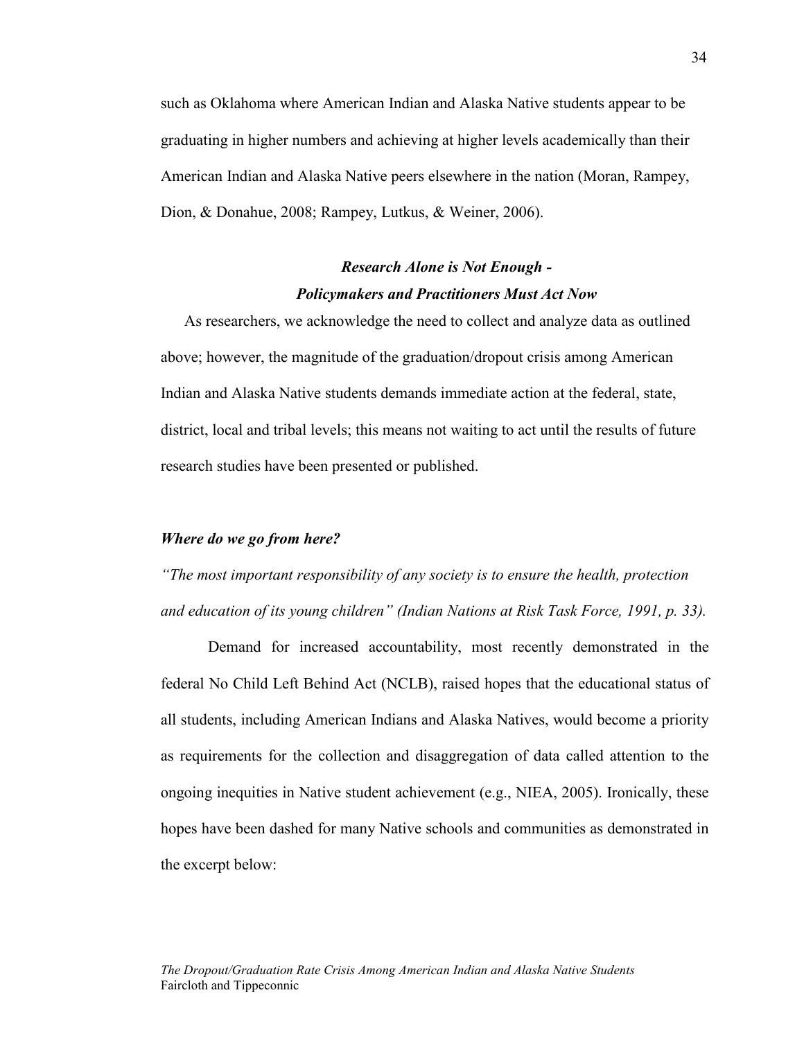such as Oklahoma where American Indian and Alaska Native students appear to be graduating in higher numbers and achieving at higher levels academically than their American Indian and Alaska Native peers elsewhere in the nation (Moran, Rampey, Dion, & Donahue, 2008; Rampey, Lutkus, & Weiner, 2006).

## *Research Alone is Not Enough - Policymakers and Practitioners Must Act Now*

As researchers, we acknowledge the need to collect and analyze data as outlined above; however, the magnitude of the graduation/dropout crisis among American Indian and Alaska Native students demands immediate action at the federal, state, district, local and tribal levels; this means not waiting to act until the results of future research studies have been presented or published.

### *Where do we go from here?*

*"The most important responsibility of any society is to ensure the health, protection and education of its young children" (Indian Nations at Risk Task Force, 1991, p. 33).*

Demand for increased accountability, most recently demonstrated in the federal No Child Left Behind Act (NCLB), raised hopes that the educational status of all students, including American Indians and Alaska Natives, would become a priority as requirements for the collection and disaggregation of data called attention to the ongoing inequities in Native student achievement (e.g., NIEA, 2005). Ironically, these hopes have been dashed for many Native schools and communities as demonstrated in the excerpt below: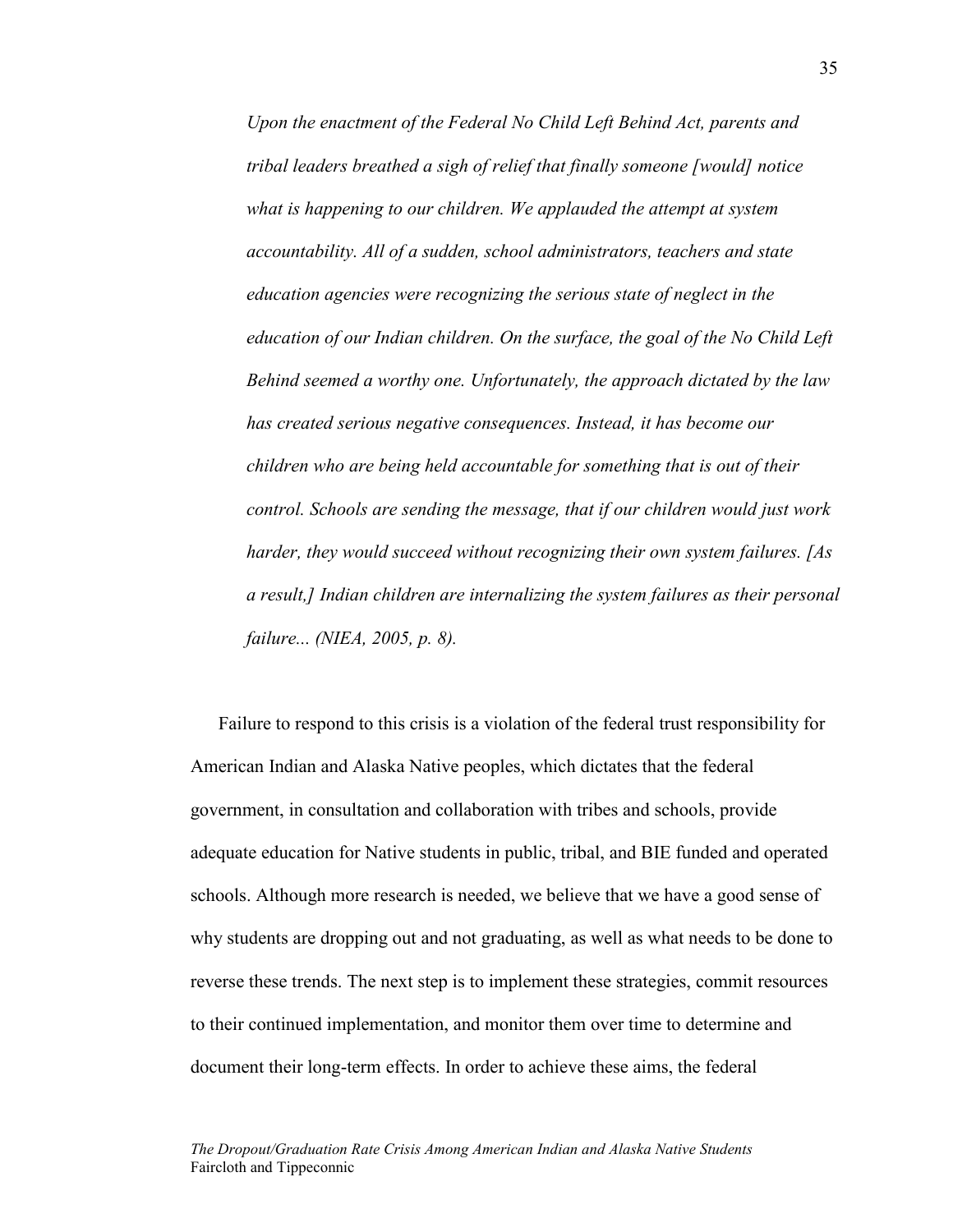> *Upon the enactment of the Federal No Child Left Behind Act, parents and tribal leaders breathed a sigh of relief that finally someone [would] notice what is happening to our children. We applauded the attempt at system accountability. All of a sudden, school administrators, teachers and state education agencies were recognizing the serious state of neglect in the education of our Indian children. On the surface, the goal of the No Child Left Behind seemed a worthy one. Unfortunately, the approach dictated by the law has created serious negative consequences. Instead, it has become our children who are being held accountable for something that is out of their control. Schools are sending the message, that if our children would just work harder, they would succeed without recognizing their own system failures. [As a result,] Indian children are internalizing the system failures as their personal failure... (NIEA, 2005, p. 8).*

Failure to respond to this crisis is a violation of the federal trust responsibility for American Indian and Alaska Native peoples, which dictates that the federal government, in consultation and collaboration with tribes and schools, provide adequate education for Native students in public, tribal, and BIE funded and operated schools. Although more research is needed, we believe that we have a good sense of why students are dropping out and not graduating, as well as what needs to be done to reverse these trends. The next step is to implement these strategies, commit resources to their continued implementation, and monitor them over time to determine and document their long-term effects. In order to achieve these aims, the federal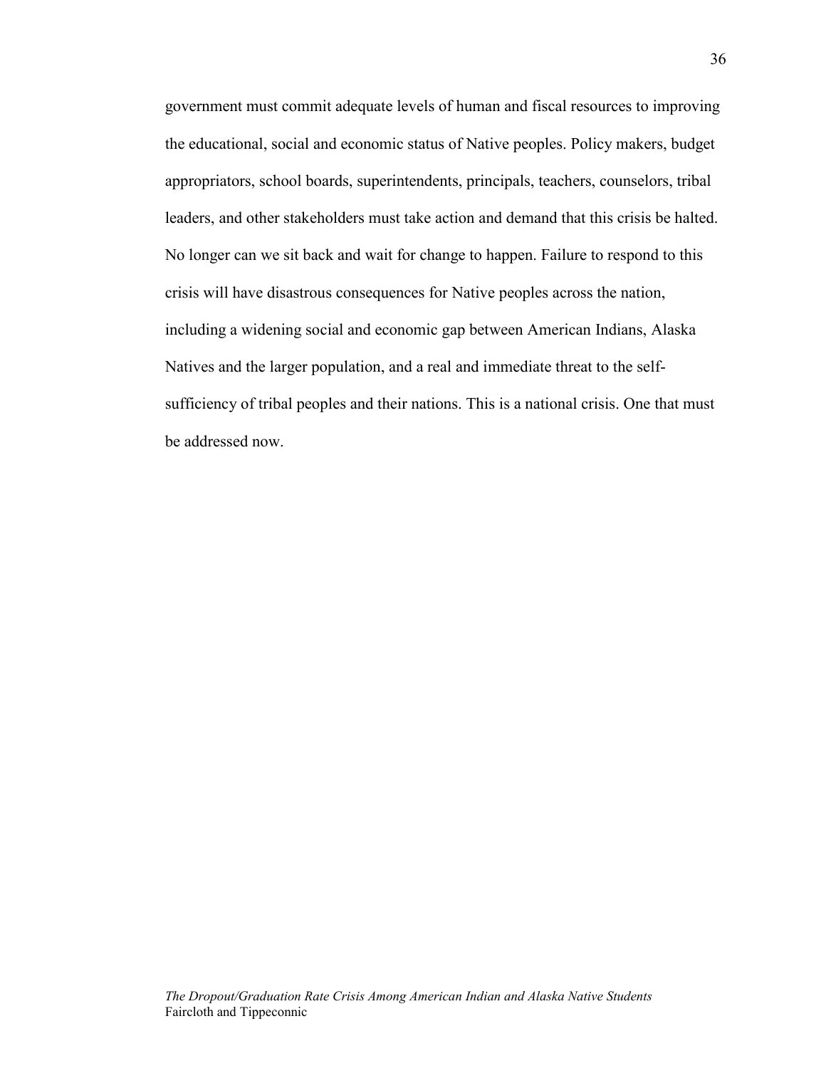government must commit adequate levels of human and fiscal resources to improving the educational, social and economic status of Native peoples. Policy makers, budget appropriators, school boards, superintendents, principals, teachers, counselors, tribal leaders, and other stakeholders must take action and demand that this crisis be halted. No longer can we sit back and wait for change to happen. Failure to respond to this crisis will have disastrous consequences for Native peoples across the nation, including a widening social and economic gap between American Indians, Alaska Natives and the larger population, and a real and immediate threat to the self-sufficiency of tribal peoples and their nations. This is a national crisis. One that must be addressed now.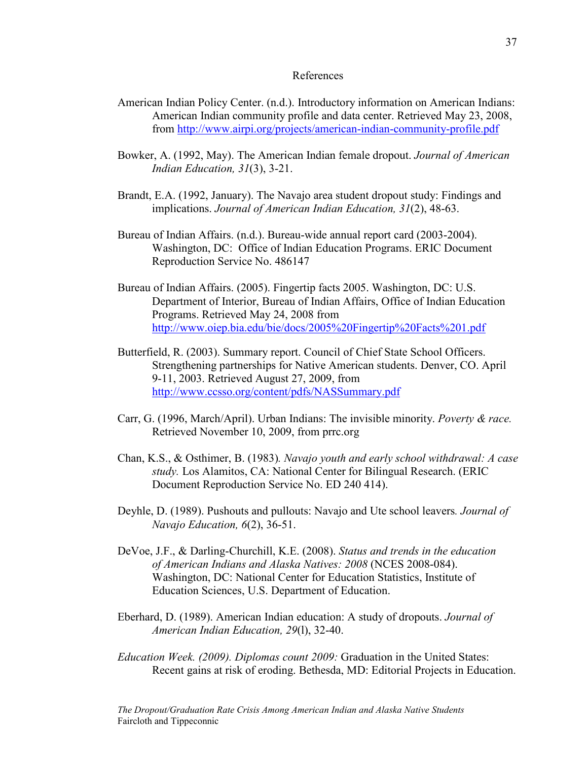# References

American Indian Policy Center. (n.d.). Introductory information on American Indians: American Indian community profile and data center. Retrieved May 23, 2008, from http://www.airpi.org/projects/american-indian-community-profile.pdf

Bowker, A. (1992, May). The American Indian female dropout. *Journal of American Indian Education, 31*(3), 3-21.

Brandt, E.A. (1992, January). The Navajo area student dropout study: Findings and implications. *Journal of American Indian Education, 31*(2), 48-63.

Bureau of Indian Affairs. (n.d.). Bureau-wide annual report card (2003-2004). Washington, DC: Office of Indian Education Programs. ERIC Document Reproduction Service No. 486147

Bureau of Indian Affairs. (2005). Fingertip facts 2005. Washington, DC: U.S. Department of Interior, Bureau of Indian Affairs, Office of Indian Education Programs. Retrieved May 24, 2008 from http://www.oiep.bia.edu/bie/docs/2005%20Fingertip%20Facts%201.pdf

Butterfield, R. (2003). Summary report. Council of Chief State School Officers. Strengthening partnerships for Native American students. Denver, CO. April 9-11, 2003. Retrieved August 27, 2009, from http://www.ccsso.org/content/pdfs/NASSummary.pdf

Carr, G. (1996, March/April). Urban Indians: The invisible minority. *Poverty & race.* Retrieved November 10, 2009, from prrc.org

Chan, K.S., & Osthimer, B. (1983). *Navajo youth and early school withdrawal: A case study.* Los Alamitos, CA: National Center for Bilingual Research. (ERIC Document Reproduction Service No. ED 240 414).

Deyhle, D. (1989). Pushouts and pullouts: Navajo and Ute school leavers. *Journal of Navajo Education, 6*(2), 36-51.

DeVoe, J.F., & Darling-Churchill, K.E. (2008). *Status and trends in the education of American Indians and Alaska Natives: 2008* (NCES 2008-084). Washington, DC: National Center for Education Statistics, Institute of Education Sciences, U.S. Department of Education.

Eberhard, D. (1989). American Indian education: A study of dropouts. *Journal of American Indian Education, 29*(l), 32-40.

*Education Week. (2009). Diplomas count 2009:* Graduation in the United States: Recent gains at risk of eroding. Bethesda, MD: Editorial Projects in Education.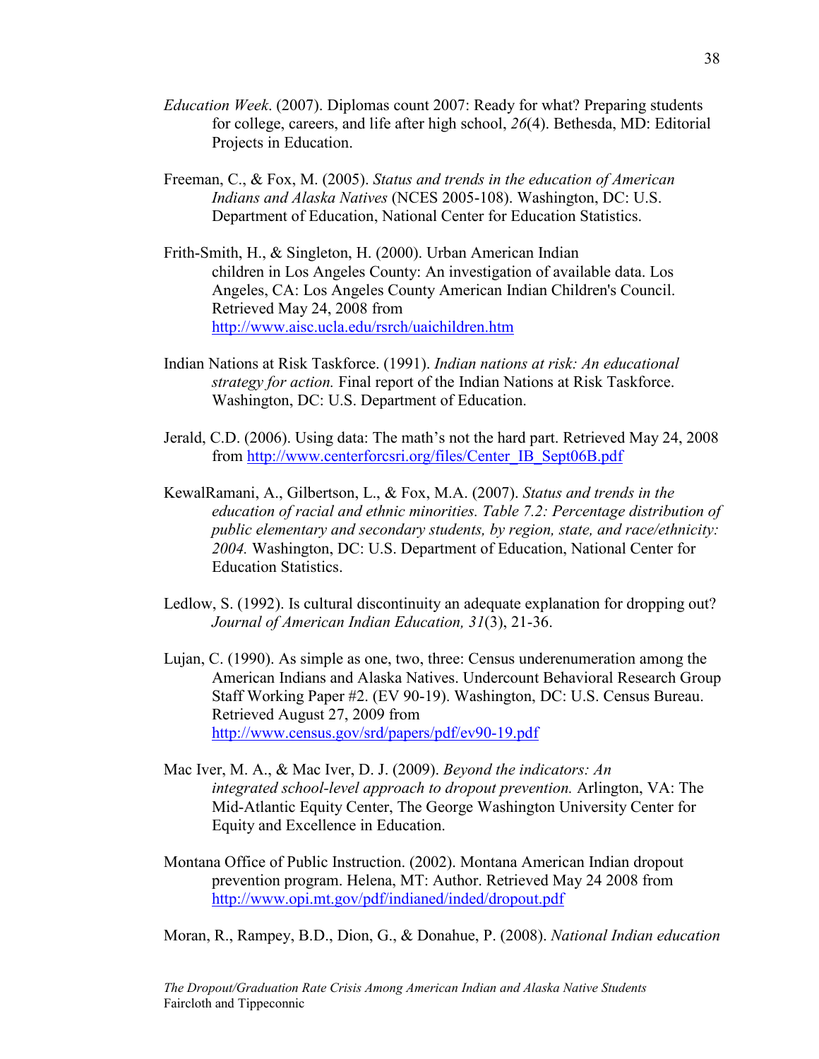*Education Week*. (2007). Diplomas count 2007: Ready for what? Preparing students for college, careers, and life after high school, *26*(4). Bethesda, MD: Editorial Projects in Education.

Freeman, C., & Fox, M. (2005). *Status and trends in the education of American Indians and Alaska Natives* (NCES 2005-108). Washington, DC: U.S. Department of Education, National Center for Education Statistics.

Frith-Smith, H., & Singleton, H. (2000). Urban American Indian children in Los Angeles County: An investigation of available data. Los Angeles, CA: Los Angeles County American Indian Children's Council. Retrieved May 24, 2008 from http://www.aisc.ucla.edu/rsrch/uaichildren.htm

Indian Nations at Risk Taskforce. (1991). *Indian nations at risk: An educational strategy for action.* Final report of the Indian Nations at Risk Taskforce. Washington, DC: U.S. Department of Education.

Jerald, C.D. (2006). Using data: The math's not the hard part. Retrieved May 24, 2008 from http://www.centerforcsri.org/files/Center_IB_Sept06B.pdf

KewalRamani, A., Gilbertson, L., & Fox, M.A. (2007). *Status and trends in the education of racial and ethnic minorities. Table 7.2: Percentage distribution of public elementary and secondary students, by region, state, and race/ethnicity: 2004.* Washington, DC: U.S. Department of Education, National Center for Education Statistics.

Ledlow, S. (1992). Is cultural discontinuity an adequate explanation for dropping out? *Journal of American Indian Education, 31*(3), 21-36.

Lujan, C. (1990). As simple as one, two, three: Census underenumeration among the American Indians and Alaska Natives. Undercount Behavioral Research Group Staff Working Paper #2. (EV 90-19). Washington, DC: U.S. Census Bureau. Retrieved August 27, 2009 from http://www.census.gov/srd/papers/pdf/ev90-19.pdf

Mac Iver, M. A., & Mac Iver, D. J. (2009). *Beyond the indicators: An integrated school-level approach to dropout prevention.* Arlington, VA: The Mid-Atlantic Equity Center, The George Washington University Center for Equity and Excellence in Education.

Montana Office of Public Instruction. (2002). Montana American Indian dropout prevention program. Helena, MT: Author. Retrieved May 24 2008 from http://www.opi.mt.gov/pdf/indianed/inded/dropout.pdf

Moran, R., Rampey, B.D., Dion, G., & Donahue, P. (2008). *National Indian education*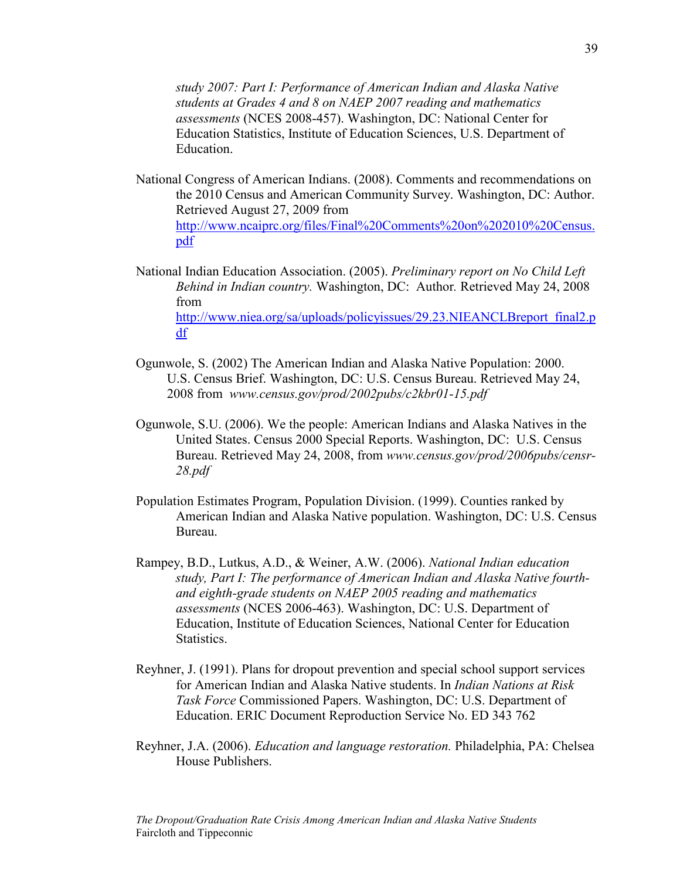*study 2007: Part I: Performance of American Indian and Alaska Native students at Grades 4 and 8 on NAEP 2007 reading and mathematics assessments* (NCES 2008-457). Washington, DC: National Center for Education Statistics, Institute of Education Sciences, U.S. Department of Education.

National Congress of American Indians. (2008). Comments and recommendations on the 2010 Census and American Community Survey. Washington, DC: Author. Retrieved August 27, 2009 from http://www.ncaiprc.org/files/Final%20Comments%20on%202010%20Census.pdf

National Indian Education Association. (2005). *Preliminary report on No Child Left Behind in Indian country.* Washington, DC: Author. Retrieved May 24, 2008 from http://www.niea.org/sa/uploads/policyissues/29.23.NIEANCLBreport_final2.pdf

Ogunwole, S. (2002) The American Indian and Alaska Native Population: 2000. U.S. Census Brief. Washington, DC: U.S. Census Bureau. Retrieved May 24, 2008 from *www.census.gov/prod/2002pubs/c2kbr01-15.pdf*

Ogunwole, S.U. (2006). We the people: American Indians and Alaska Natives in the United States. Census 2000 Special Reports. Washington, DC: U.S. Census Bureau. Retrieved May 24, 2008, from *www.census.gov/prod/2006pubs/censr-28.pdf*

Population Estimates Program, Population Division. (1999). Counties ranked by American Indian and Alaska Native population. Washington, DC: U.S. Census Bureau.

Rampey, B.D., Lutkus, A.D., & Weiner, A.W. (2006). *National Indian education study, Part I: The performance of American Indian and Alaska Native fourth- and eighth-grade students on NAEP 2005 reading and mathematics assessments* (NCES 2006-463). Washington, DC: U.S. Department of Education, Institute of Education Sciences, National Center for Education Statistics.

Reyhner, J. (1991). Plans for dropout prevention and special school support services for American Indian and Alaska Native students. In *Indian Nations at Risk Task Force* Commissioned Papers. Washington, DC: U.S. Department of Education. ERIC Document Reproduction Service No. ED 343 762

Reyhner, J.A. (2006). *Education and language restoration.* Philadelphia, PA: Chelsea House Publishers.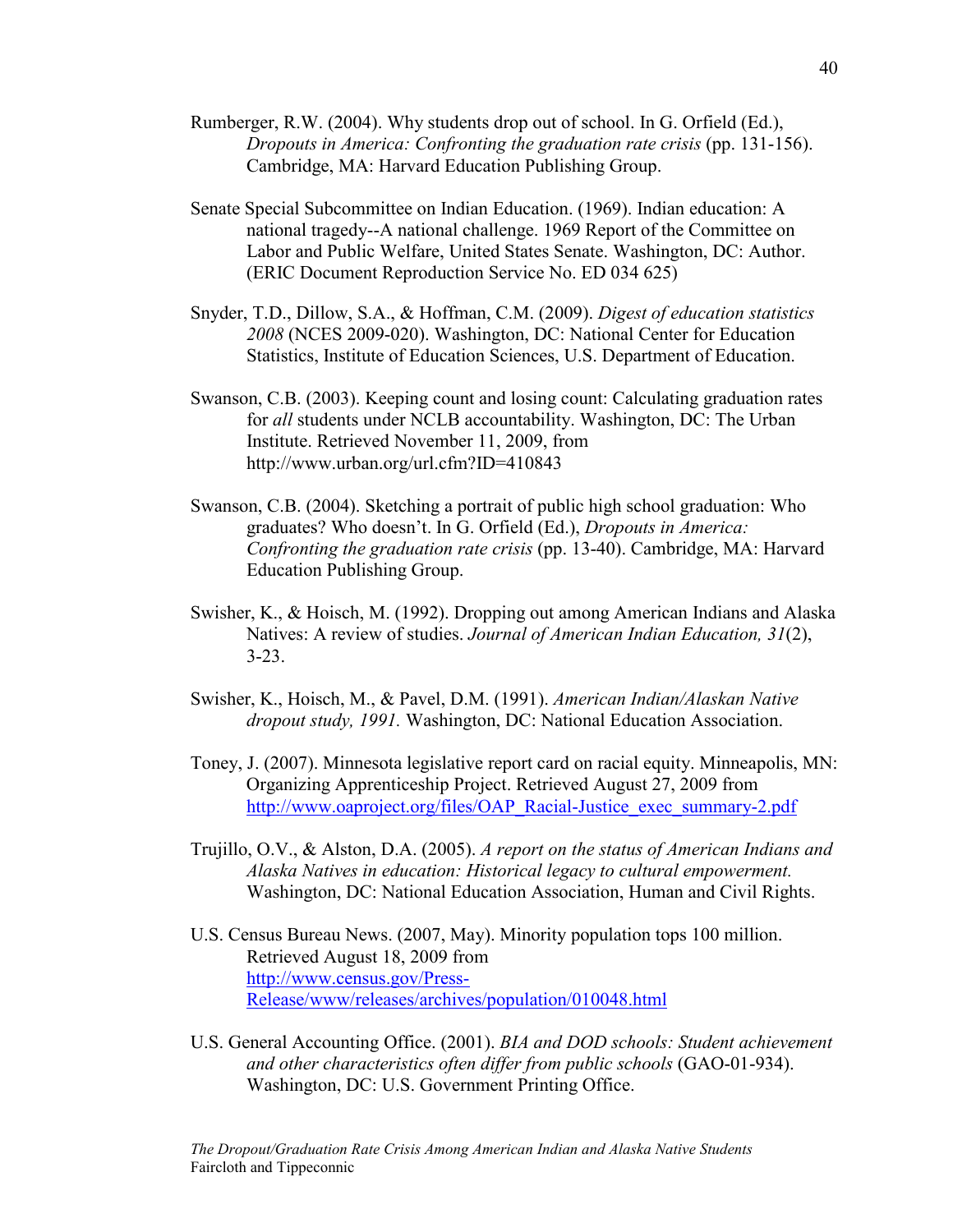Rumberger, R.W. (2004). Why students drop out of school. In G. Orfield (Ed.), *Dropouts in America: Confronting the graduation rate crisis* (pp. 131-156). Cambridge, MA: Harvard Education Publishing Group.

Senate Special Subcommittee on Indian Education. (1969). Indian education: A national tragedy--A national challenge. 1969 Report of the Committee on Labor and Public Welfare, United States Senate. Washington, DC: Author. (ERIC Document Reproduction Service No. ED 034 625)

Snyder, T.D., Dillow, S.A., & Hoffman, C.M. (2009). *Digest of education statistics 2008* (NCES 2009-020). Washington, DC: National Center for Education Statistics, Institute of Education Sciences, U.S. Department of Education.

Swanson, C.B. (2003). Keeping count and losing count: Calculating graduation rates for *all* students under NCLB accountability. Washington, DC: The Urban Institute. Retrieved November 11, 2009, from http://www.urban.org/url.cfm?ID=410843

Swanson, C.B. (2004). Sketching a portrait of public high school graduation: Who graduates? Who doesn't. In G. Orfield (Ed.), *Dropouts in America: Confronting the graduation rate crisis* (pp. 13-40). Cambridge, MA: Harvard Education Publishing Group.

Swisher, K., & Hoisch, M. (1992). Dropping out among American Indians and Alaska Natives: A review of studies. *Journal of American Indian Education, 31*(2), 3-23.

Swisher, K., Hoisch, M., & Pavel, D.M. (1991). *American Indian/Alaskan Native dropout study, 1991.* Washington, DC: National Education Association.

Toney, J. (2007). Minnesota legislative report card on racial equity. Minneapolis, MN: Organizing Apprenticeship Project. Retrieved August 27, 2009 from http://www.oaproject.org/files/OAP_Racial-Justice_exec_summary-2.pdf

Trujillo, O.V., & Alston, D.A. (2005). *A report on the status of American Indians and Alaska Natives in education: Historical legacy to cultural empowerment.* Washington, DC: National Education Association, Human and Civil Rights.

U.S. Census Bureau News. (2007, May). Minority population tops 100 million. Retrieved August 18, 2009 from http://www.census.gov/Press-Release/www/releases/archives/population/010048.html

U.S. General Accounting Office. (2001). *BIA and DOD schools: Student achievement and other characteristics often differ from public schools* (GAO-01-934). Washington, DC: U.S. Government Printing Office.